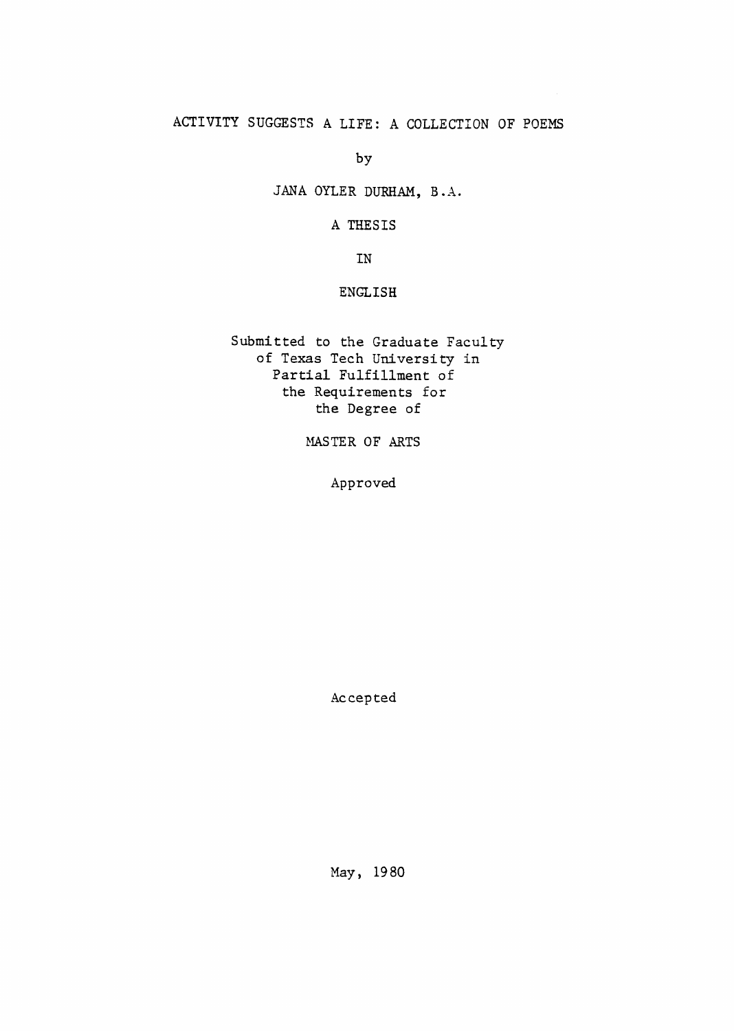# ACTIVITY SUGGESTS A LIFE: A COLLECTION OF POEMS

by

JANA OYLER DURHAM, B.A.

A THESIS

IN

ENGLISH

Submitted to the Graduate Faculty
of Texas Tech University in
Partial Fulfillment of
the Requirements for
the Degree of

MASTER OF ARTS

Approved

Accepted

May, 1980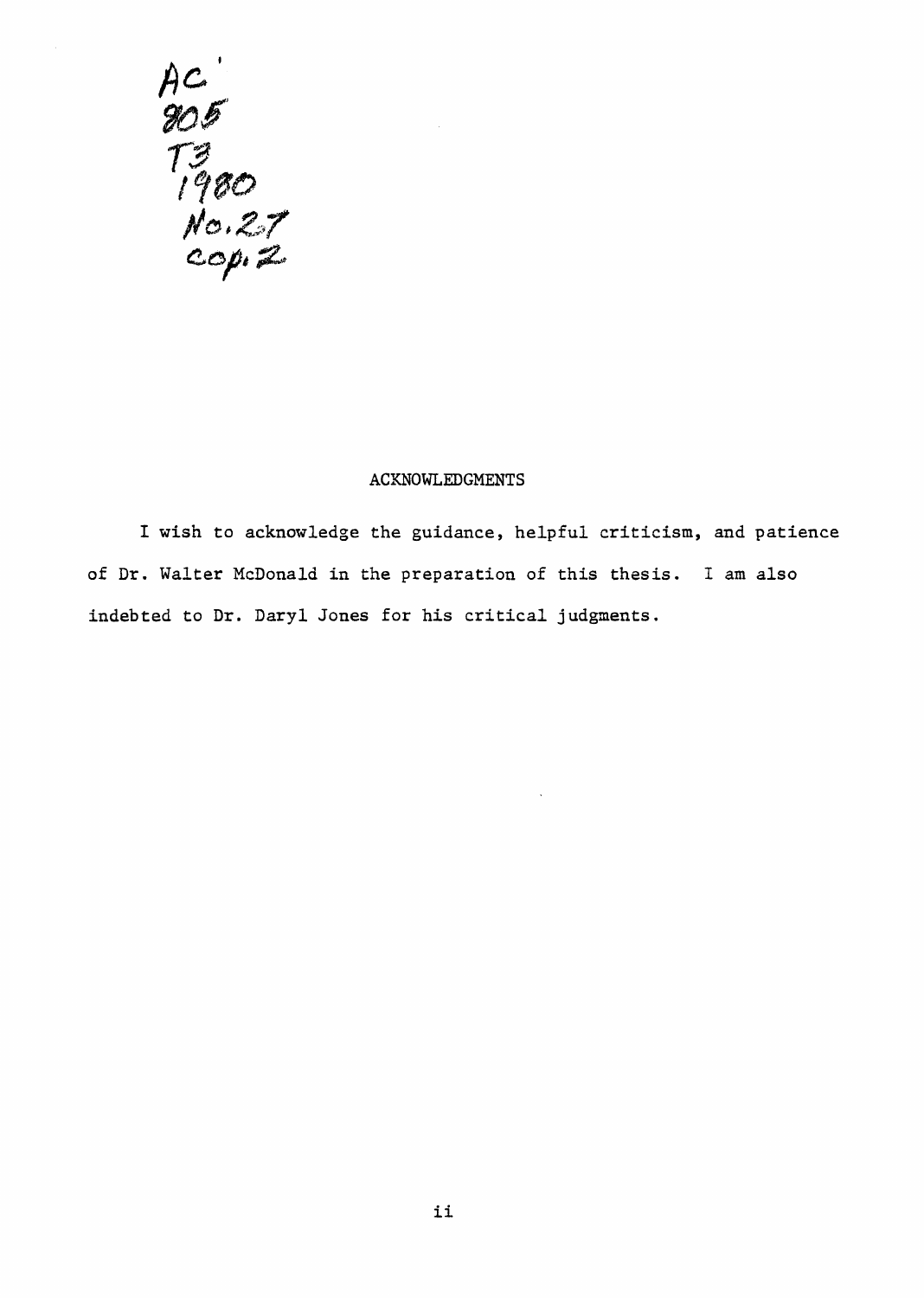AC
805
T3
1980
No.27
cop.2

## ACKNOWLEDGMENTS

I wish to acknowledge the guidance, helpful criticism, and patience of Dr. Walter McDonald in the preparation of this thesis. I am also indebted to Dr. Daryl Jones for his critical judgments.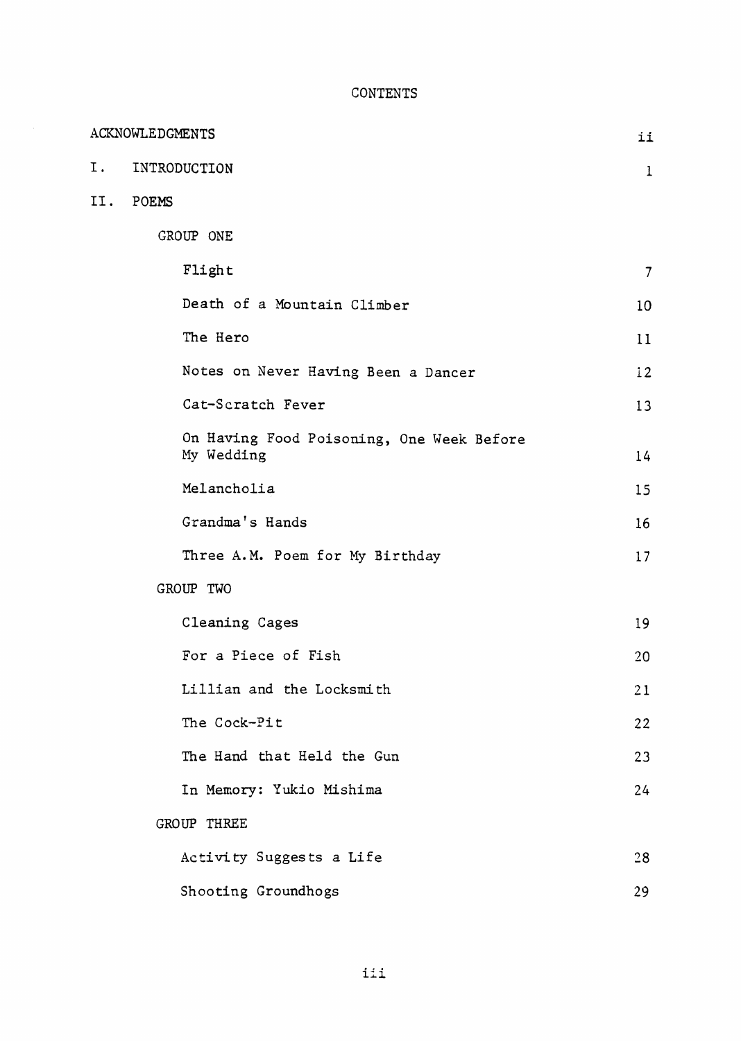# CONTENTS

| | |
|---|---|
| ACKNOWLEDGMENTS | ii |
| I. INTRODUCTION | 1 |
| II. POEMS | |
| GROUP ONE | |
| Flight | 7 |
| Death of a Mountain Climber | 10 |
| The Hero | 11 |
| Notes on Never Having Been a Dancer | 12 |
| Cat-Scratch Fever | 13 |
| On Having Food Poisoning, One Week Before My Wedding | 14 |
| Melancholia | 15 |
| Grandma's Hands | 16 |
| Three A.M. Poem for My Birthday | 17 |
| GROUP TWO | |
| Cleaning Cages | 19 |
| For a Piece of Fish | 20 |
| Lillian and the Locksmith | 21 |
| The Cock-Pit | 22 |
| The Hand that Held the Gun | 23 |
| In Memory: Yukio Mishima | 24 |
| GROUP THREE | |
| Activity Suggests a Life | 28 |
| Shooting Groundhogs | 29 |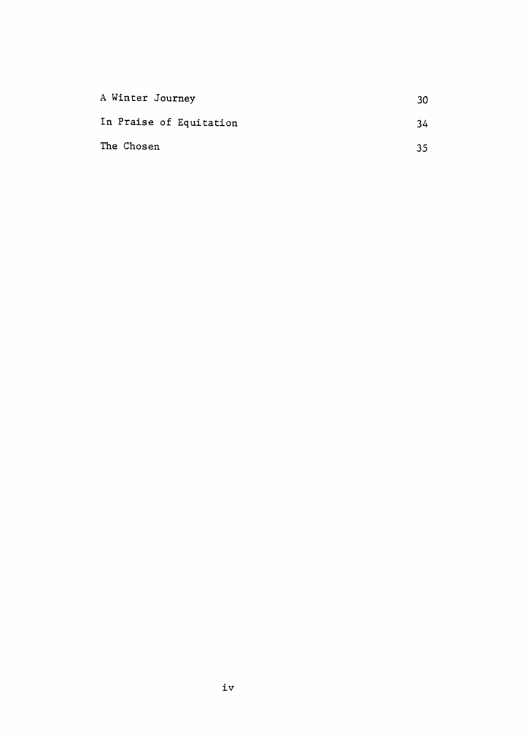| | |
|---|---|
| A Winter Journey | 30 |
| In Praise of Equitation | 34 |
| The Chosen | 35 |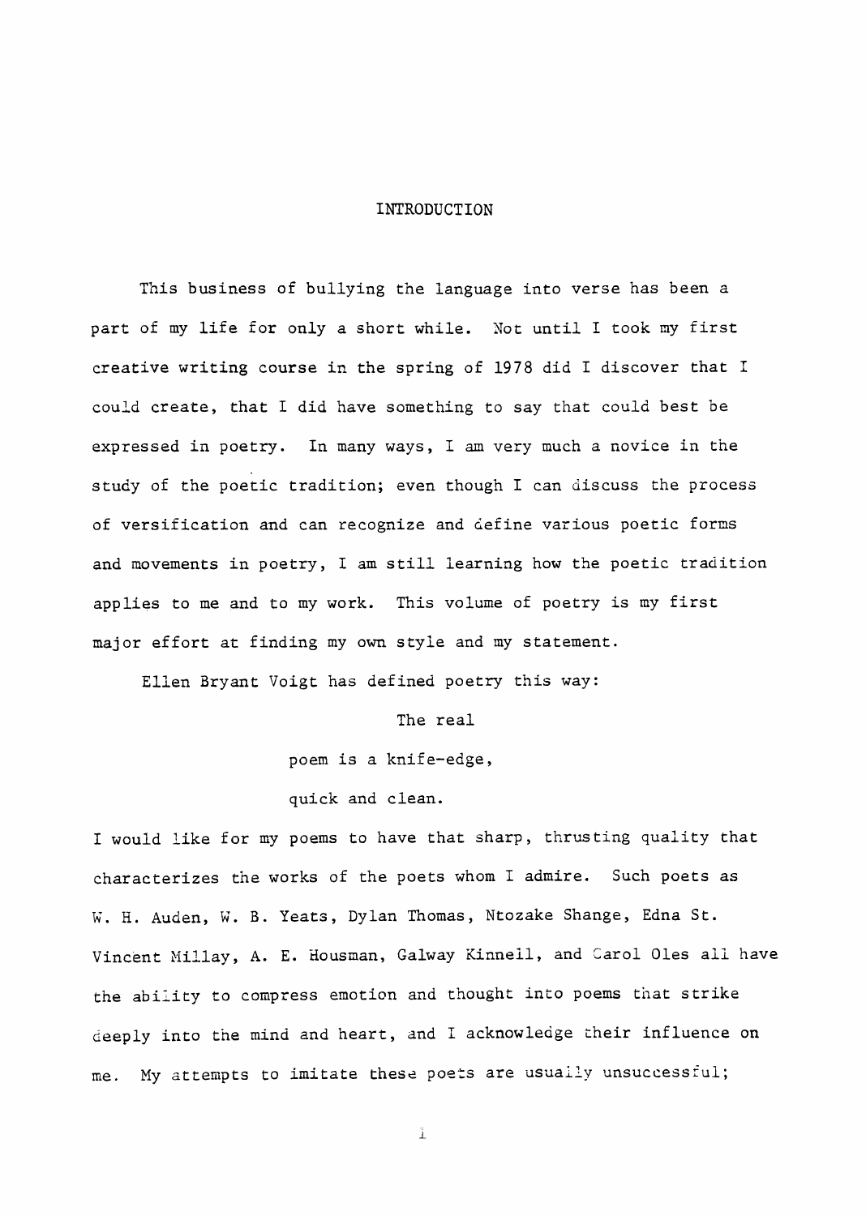# INTRODUCTION

This business of bullying the language into verse has been a part of my life for only a short while. Not until I took my first creative writing course in the spring of 1978 did I discover that I could create, that I did have something to say that could best be expressed in poetry. In many ways, I am very much a novice in the study of the poetic tradition; even though I can discuss the process of versification and can recognize and define various poetic forms and movements in poetry, I am still learning how the poetic tradition applies to me and to my work. This volume of poetry is my first major effort at finding my own style and my statement.

Ellen Bryant Voigt has defined poetry this way:

> The real
> poem is a knife-edge,
> quick and clean.

I would like for my poems to have that sharp, thrusting quality that characterizes the works of the poets whom I admire. Such poets as W. H. Auden, W. B. Yeats, Dylan Thomas, Ntozake Shange, Edna St. Vincent Millay, A. E. Housman, Galway Kinnell, and Carol Oles all have the ability to compress emotion and thought into poems that strike deeply into the mind and heart, and I acknowledge their influence on me. My attempts to imitate these poets are usually unsuccessful;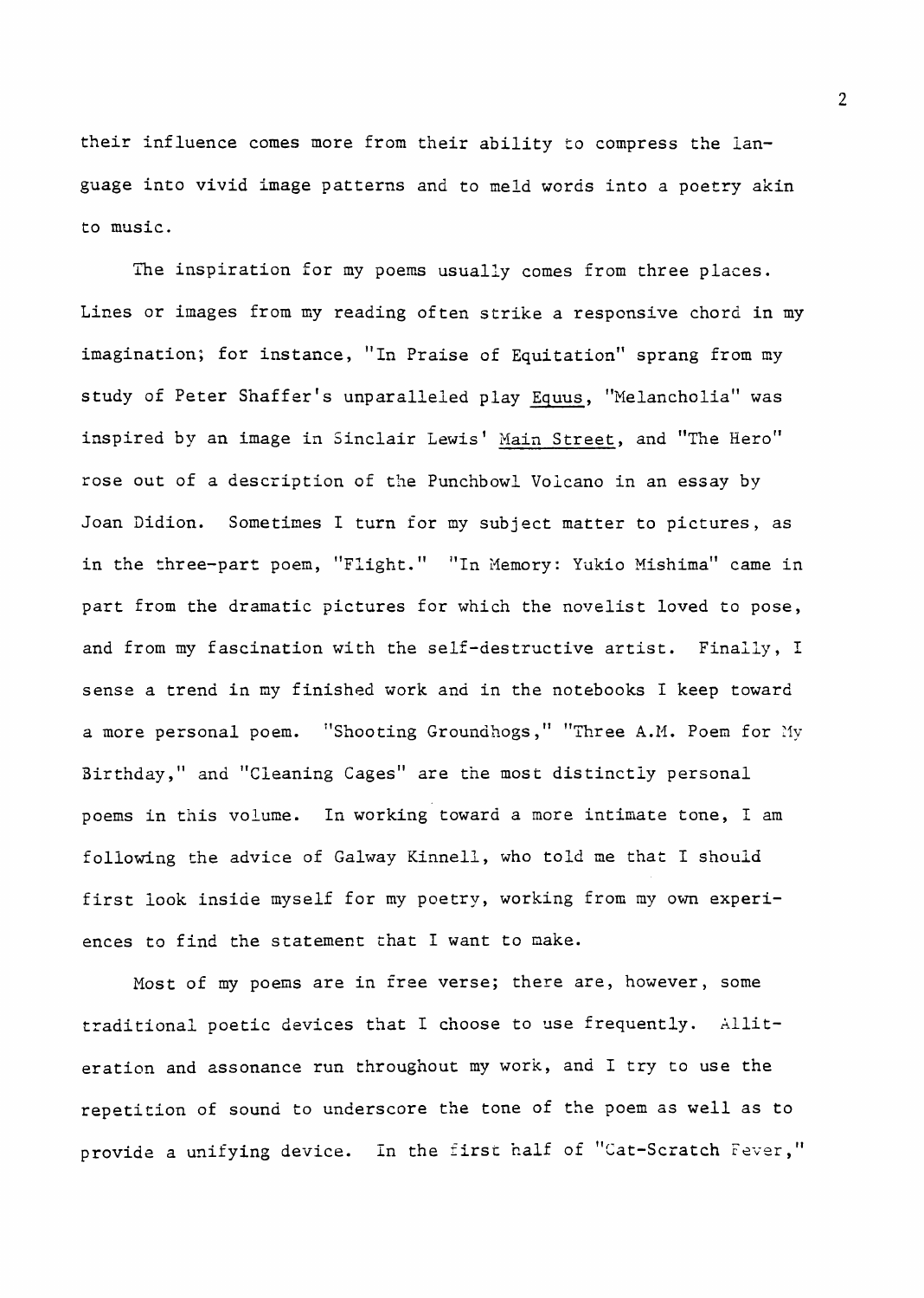their influence comes more from their ability to compress the language into vivid image patterns and to meld words into a poetry akin to music.

The inspiration for my poems usually comes from three places. Lines or images from my reading often strike a responsive chord in my imagination; for instance, "In Praise of Equitation" sprang from my study of Peter Shaffer's unparalleled play Equus, "Melancholia" was inspired by an image in Sinclair Lewis' Main Street, and "The Hero" rose out of a description of the Punchbowl Volcano in an essay by Joan Didion. Sometimes I turn for my subject matter to pictures, as in the three-part poem, "Flight." "In Memory: Yukio Mishima" came in part from the dramatic pictures for which the novelist loved to pose, and from my fascination with the self-destructive artist. Finally, I sense a trend in my finished work and in the notebooks I keep toward a more personal poem. "Shooting Groundhogs," "Three A.M. Poem for My Birthday," and "Cleaning Cages" are the most distinctly personal poems in this volume. In working toward a more intimate tone, I am following the advice of Galway Kinnell, who told me that I should first look inside myself for my poetry, working from my own experiences to find the statement that I want to make.

Most of my poems are in free verse; there are, however, some traditional poetic devices that I choose to use frequently. Alliteration and assonance run throughout my work, and I try to use the repetition of sound to underscore the tone of the poem as well as to provide a unifying device. In the first half of "Cat-Scratch Fever,"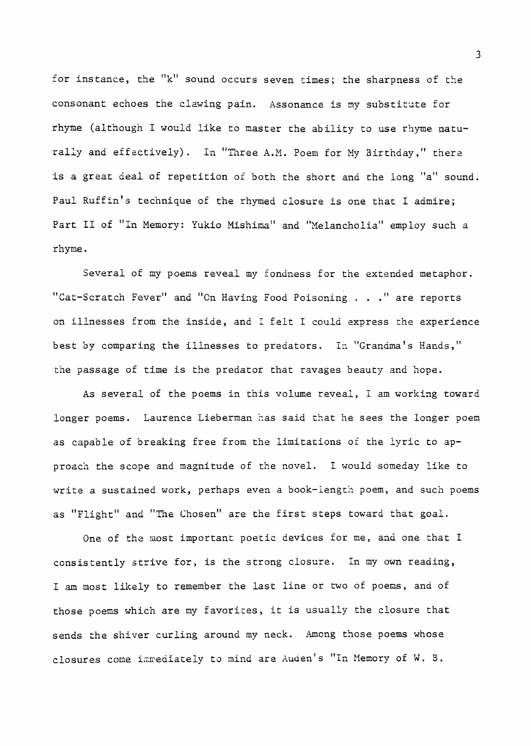for instance, the "k" sound occurs seven times; the sharpness of the consonant echoes the clawing pain. Assonance is my substitute for rhyme (although I would like to master the ability to use rhyme naturally and effectively). In "Three A.M. Poem for My Birthday," there is a great deal of repetition of both the short and the long "a" sound. Paul Ruffin's technique of the rhymed closure is one that I admire; Part II of "In Memory: Yukio Mishima" and "Melancholia" employ such a rhyme.

Several of my poems reveal my fondness for the extended metaphor. "Cat-Scratch Fever" and "On Having Food Poisoning . . ." are reports on illnesses from the inside, and I felt I could express the experience best by comparing the illnesses to predators. In "Grandma's Hands," the passage of time is the predator that ravages beauty and hope.

As several of the poems in this volume reveal, I am working toward longer poems. Laurence Lieberman has said that he sees the longer poem as capable of breaking free from the limitations of the lyric to approach the scope and magnitude of the novel. I would someday like to write a sustained work, perhaps even a book-length poem, and such poems as "Flight" and "The Chosen" are the first steps toward that goal.

One of the most important poetic devices for me, and one that I consistently strive for, is the strong closure. In my own reading, I am most likely to remember the last line or two of poems, and of those poems which are my favorites, it is usually the closure that sends the shiver curling around my neck. Among those poems whose closures come immediately to mind are Auden's "In Memory of W. B.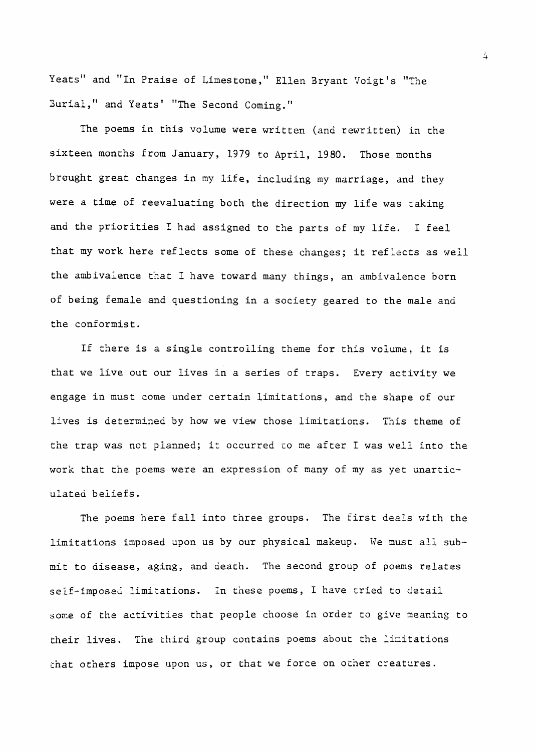Yeats" and "In Praise of Limestone," Ellen Bryant Voigt's "The Burial," and Yeats' "The Second Coming."

The poems in this volume were written (and rewritten) in the sixteen months from January, 1979 to April, 1980. Those months brought great changes in my life, including my marriage, and they were a time of reevaluating both the direction my life was taking and the priorities I had assigned to the parts of my life. I feel that my work here reflects some of these changes; it reflects as well the ambivalence that I have toward many things, an ambivalence born of being female and questioning in a society geared to the male and the conformist.

If there is a single controlling theme for this volume, it is that we live out our lives in a series of traps. Every activity we engage in must come under certain limitations, and the shape of our lives is determined by how we view those limitations. This theme of the trap was not planned; it occurred to me after I was well into the work that the poems were an expression of many of my as yet unarticulated beliefs.

The poems here fall into three groups. The first deals with the limitations imposed upon us by our physical makeup. We must all submit to disease, aging, and death. The second group of poems relates self-imposed limitations. In these poems, I have tried to detail some of the activities that people choose in order to give meaning to their lives. The third group contains poems about the limitations that others impose upon us, or that we force on other creatures.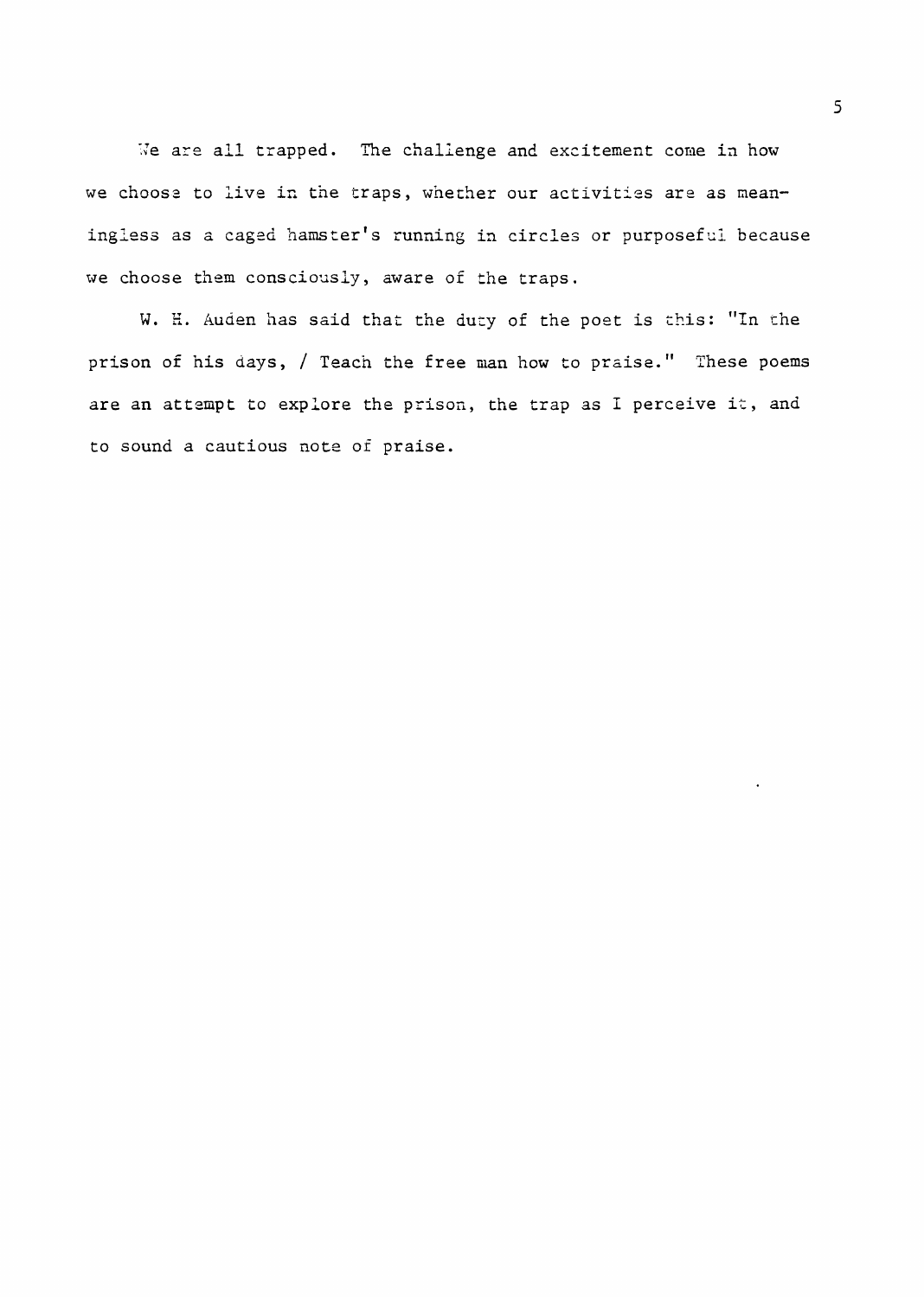We are all trapped. The challenge and excitement come in how we choose to live in the traps, whether our activities are as meaningless as a caged hamster's running in circles or purposeful because we choose them consciously, aware of the traps.

W. H. Auden has said that the duty of the poet is this: "In the prison of his days, / Teach the free man how to praise." These poems are an attempt to explore the prison, the trap as I perceive it, and to sound a cautious note of praise.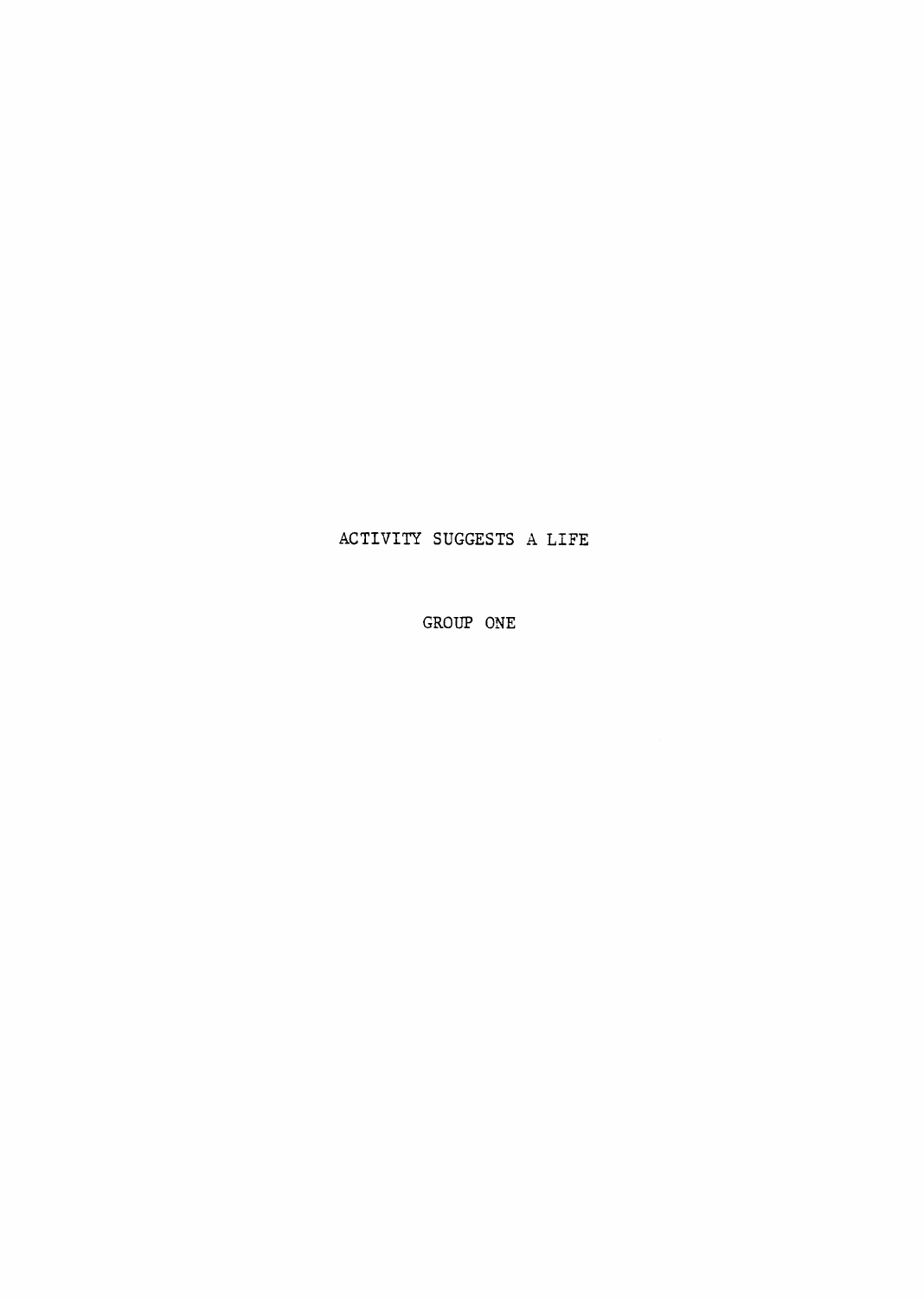# ACTIVITY SUGGESTS A LIFE

## GROUP ONE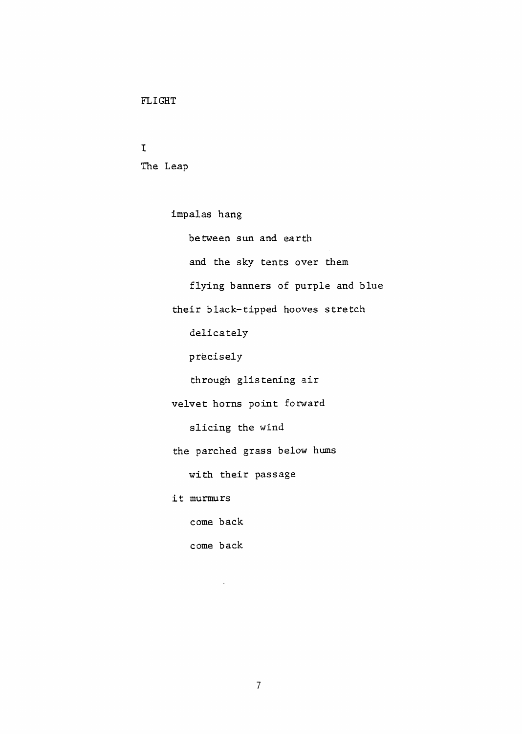# FLIGHT

## I

### The Leap

impalas hang  
&nbsp;&nbsp;&nbsp;&nbsp;between sun and earth  
&nbsp;&nbsp;&nbsp;&nbsp;and the sky tents over them  
&nbsp;&nbsp;&nbsp;&nbsp;flying banners of purple and blue  
their black-tipped hooves stretch  
&nbsp;&nbsp;&nbsp;&nbsp;delicately  
&nbsp;&nbsp;&nbsp;&nbsp;precisely  
&nbsp;&nbsp;&nbsp;&nbsp;through glistening air  
velvet horns point forward  
&nbsp;&nbsp;&nbsp;&nbsp;slicing the wind  
the parched grass below hums  
&nbsp;&nbsp;&nbsp;&nbsp;with their passage  
it murmurs  
&nbsp;&nbsp;&nbsp;&nbsp;come back  
&nbsp;&nbsp;&nbsp;&nbsp;come back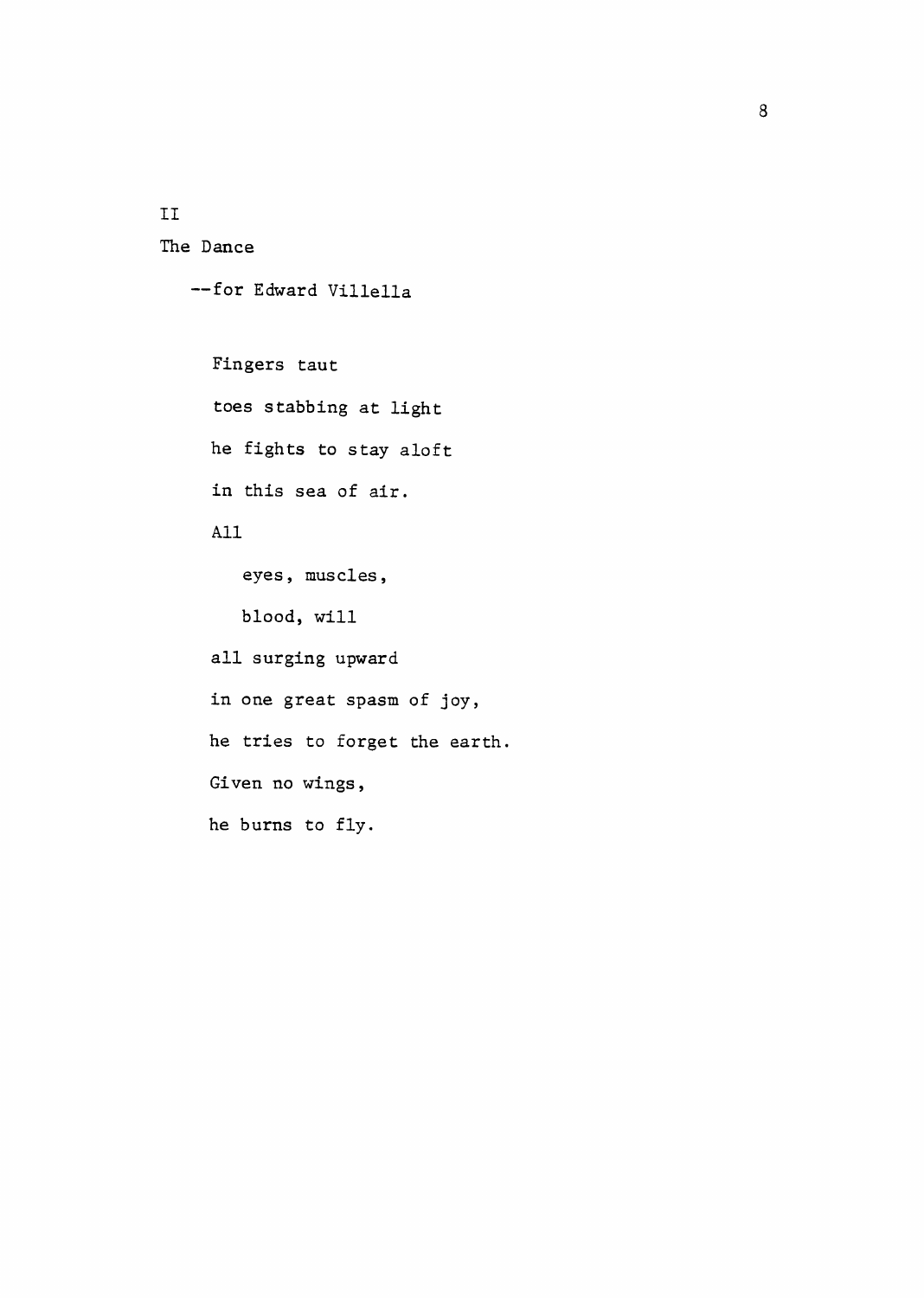## II

## The Dance

—for Edward Villella

Fingers taut
toes stabbing at light
he fights to stay aloft
in this sea of air.
All
  eyes, muscles,
  blood, will
all surging upward
in one great spasm of joy,
he tries to forget the earth.
Given no wings,
he burns to fly.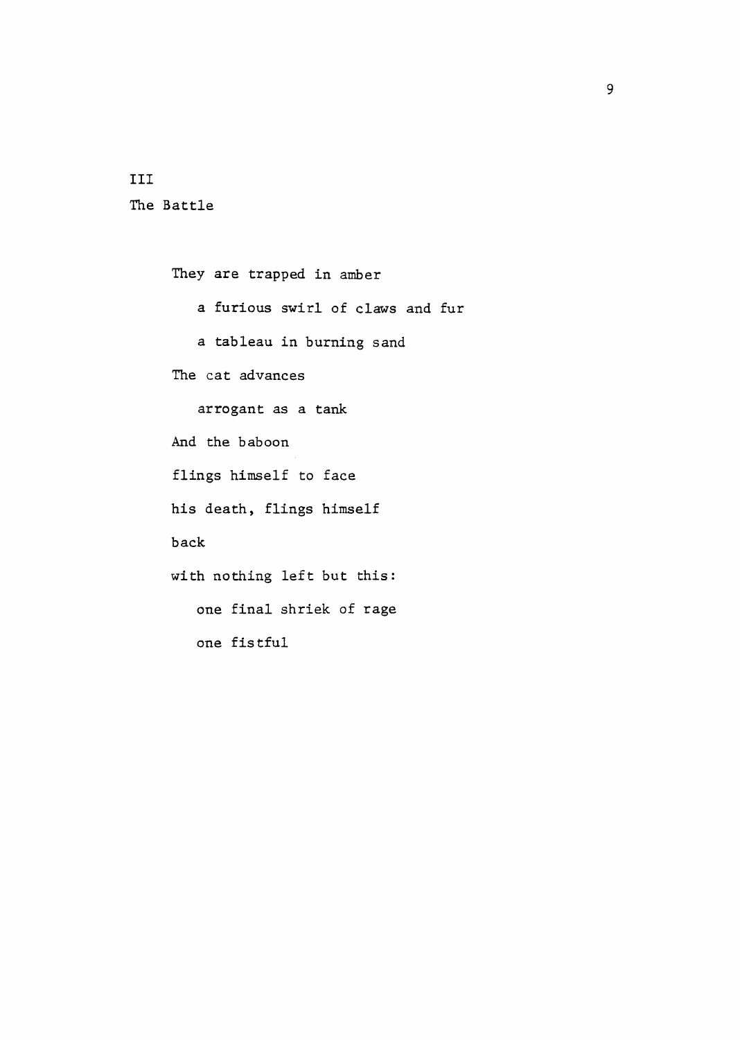## III

## The Battle

They are trapped in amber  
&nbsp;&nbsp;&nbsp;a furious swirl of claws and fur  
&nbsp;&nbsp;&nbsp;a tableau in burning sand  
The cat advances  
&nbsp;&nbsp;&nbsp;arrogant as a tank  
And the baboon  
flings himself to face  
his death, flings himself  
back  
with nothing left but this:  
&nbsp;&nbsp;&nbsp;one final shriek of rage  
&nbsp;&nbsp;&nbsp;one fistful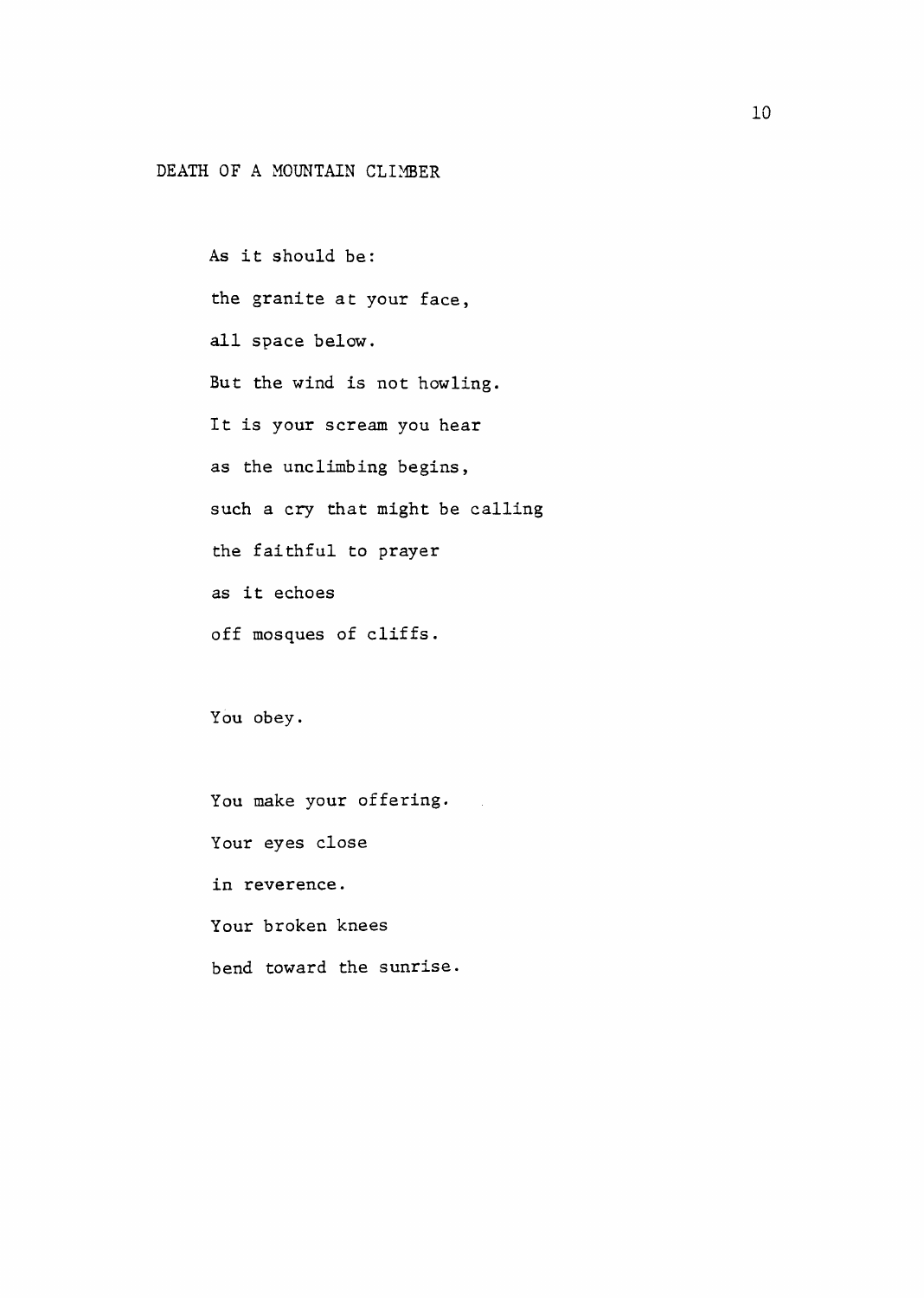## DEATH OF A MOUNTAIN CLIMBER

As it should be:  
the granite at your face,  
all space below.  
But the wind is not howling.  
It is your scream you hear  
as the unclimbing begins,  
such a cry that might be calling  
the faithful to prayer  
as it echoes  
off mosques of cliffs.

You obey.

You make your offering.  
Your eyes close  
in reverence.  
Your broken knees  
bend toward the sunrise.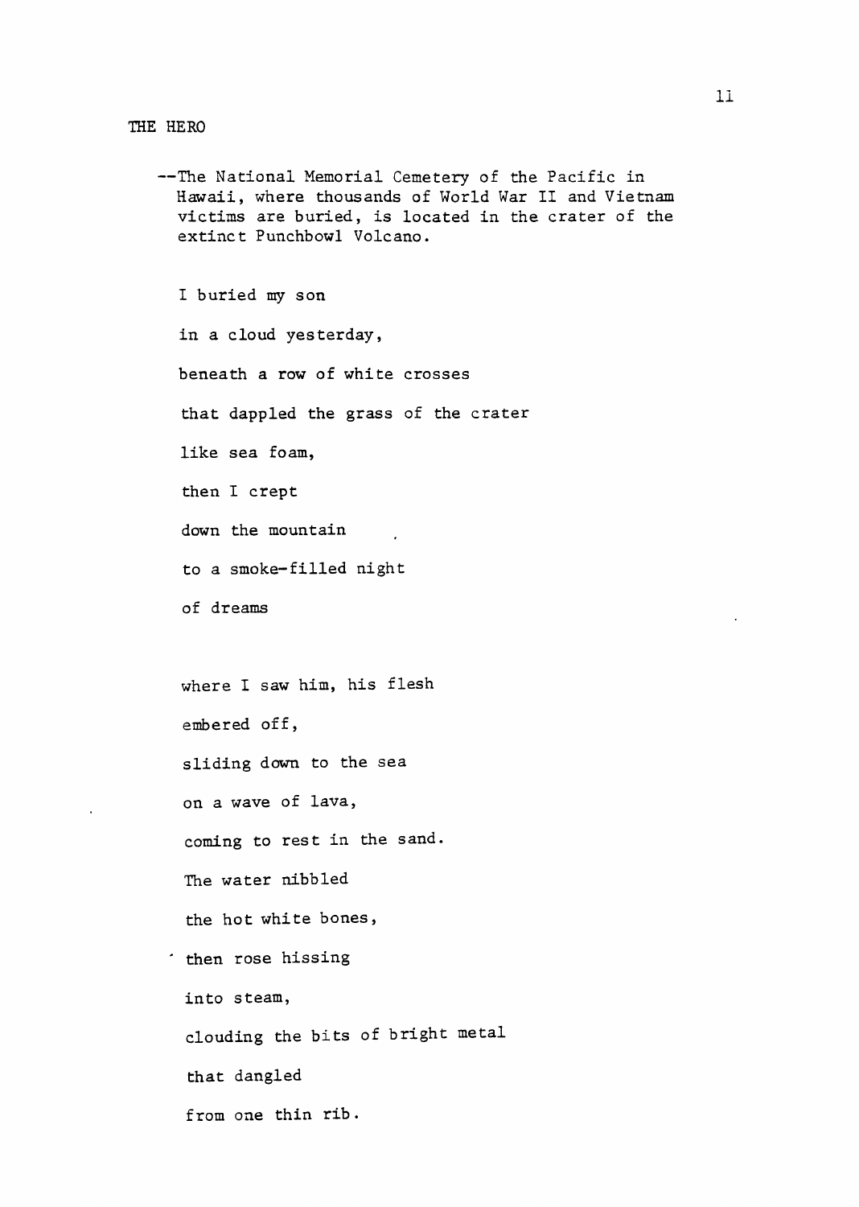## THE HERO

--The National Memorial Cemetery of the Pacific in Hawaii, where thousands of World War II and Vietnam victims are buried, is located in the crater of the extinct Punchbowl Volcano.

I buried my son

in a cloud yesterday,

beneath a row of white crosses

that dappled the grass of the crater

like sea foam,

then I crept

down the mountain

to a smoke-filled night

of dreams

where I saw him, his flesh

embered off,

sliding down to the sea

on a wave of lava,

coming to rest in the sand.

The water nibbled

the hot white bones,

then rose hissing

into steam,

clouding the bits of bright metal

that dangled

from one thin rib.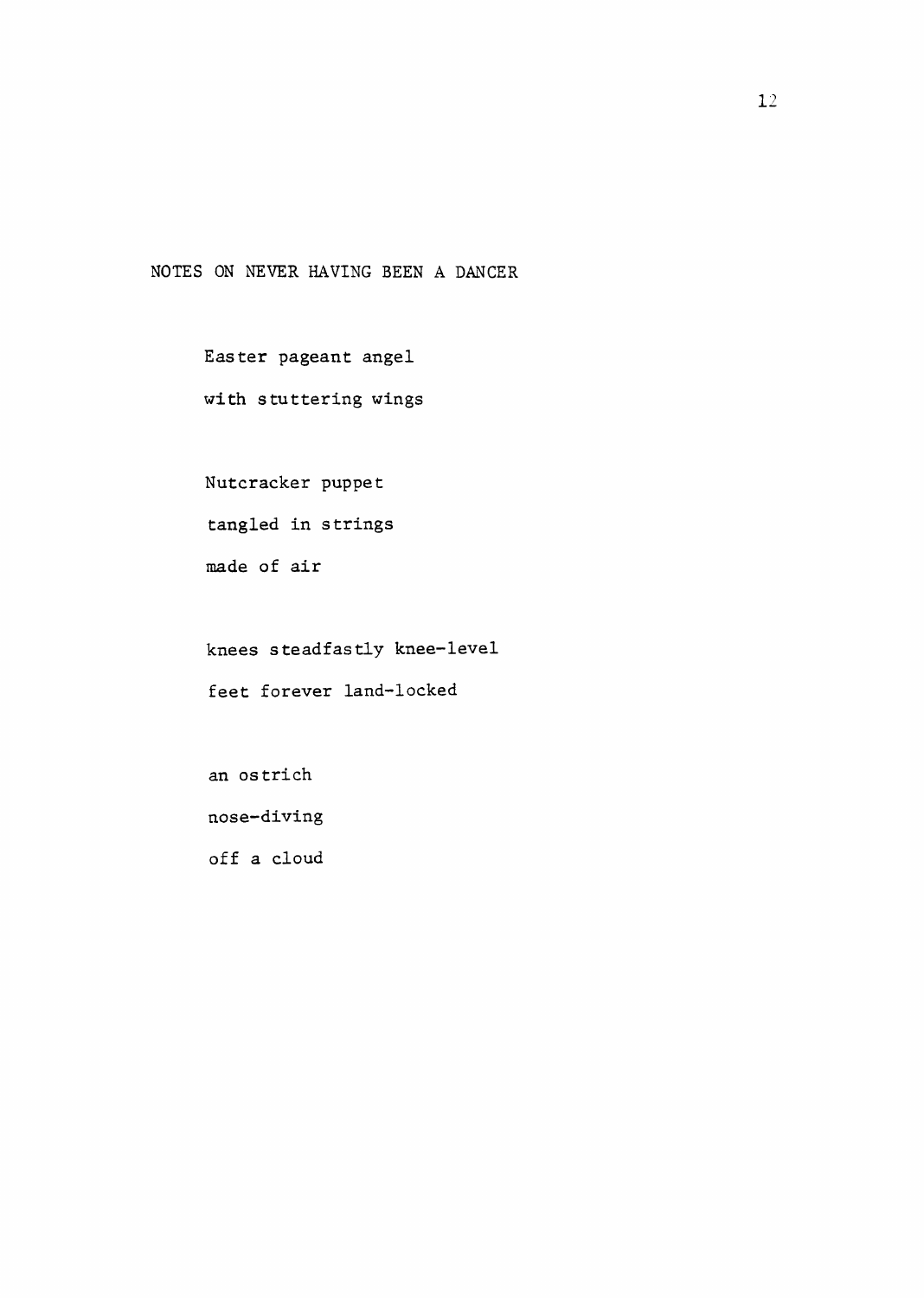## NOTES ON NEVER HAVING BEEN A DANCER

Easter pageant angel  
with stuttering wings

Nutcracker puppet  
tangled in strings  
made of air

knees steadfastly knee-level  
feet forever land-locked

an ostrich  
nose-diving  
off a cloud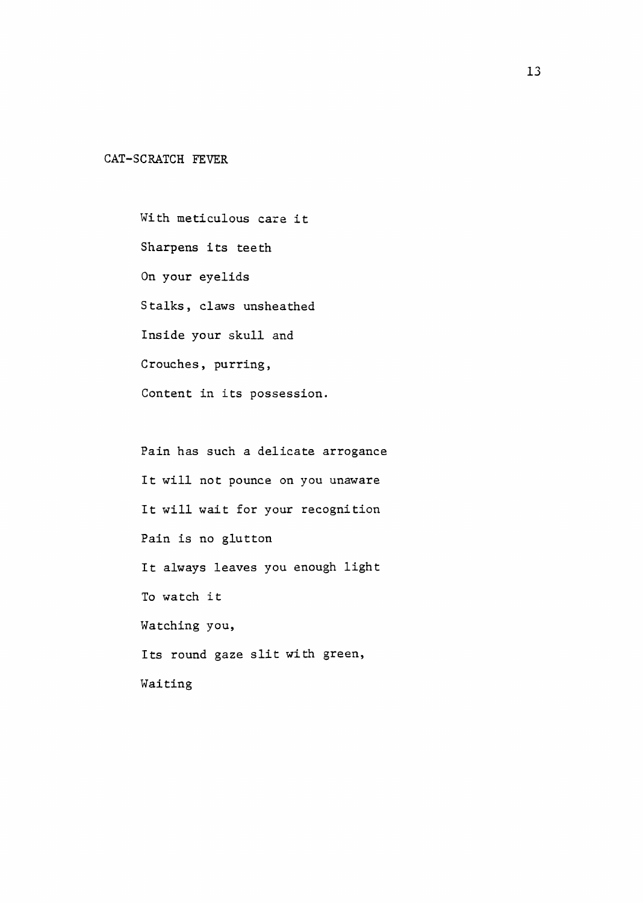## CAT-SCRATCH FEVER

With meticulous care it  
Sharpens its teeth  
On your eyelids  
Stalks, claws unsheathed  
Inside your skull and  
Crouches, purring,  
Content in its possession.

Pain has such a delicate arrogance  
It will not pounce on you unaware  
It will wait for your recognition  
Pain is no glutton  
It always leaves you enough light  
To watch it  
Watching you,  
Its round gaze slit with green,  
Waiting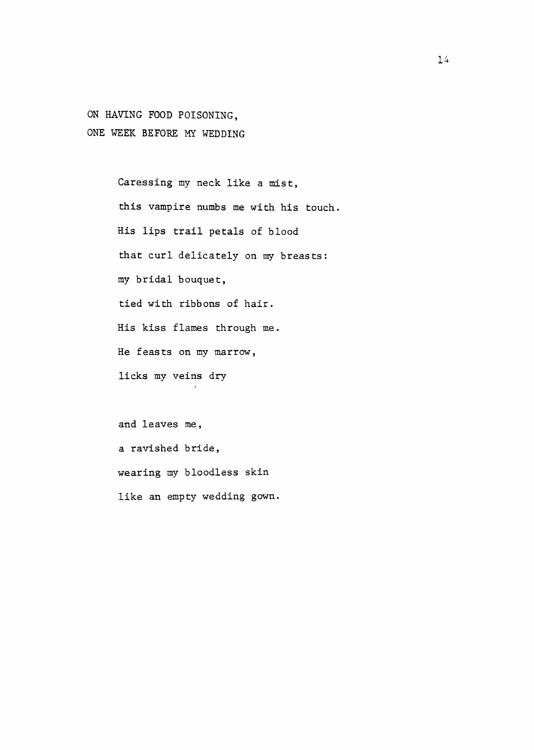## ON HAVING FOOD POISONING,
## ONE WEEK BEFORE MY WEDDING

Caressing my neck like a mist,
this vampire numbs me with his touch.
His lips trail petals of blood
that curl delicately on my breasts:
my bridal bouquet,
tied with ribbons of hair.
His kiss flames through me.
He feasts on my marrow,
licks my veins dry

and leaves me,
a ravished bride,
wearing my bloodless skin
like an empty wedding gown.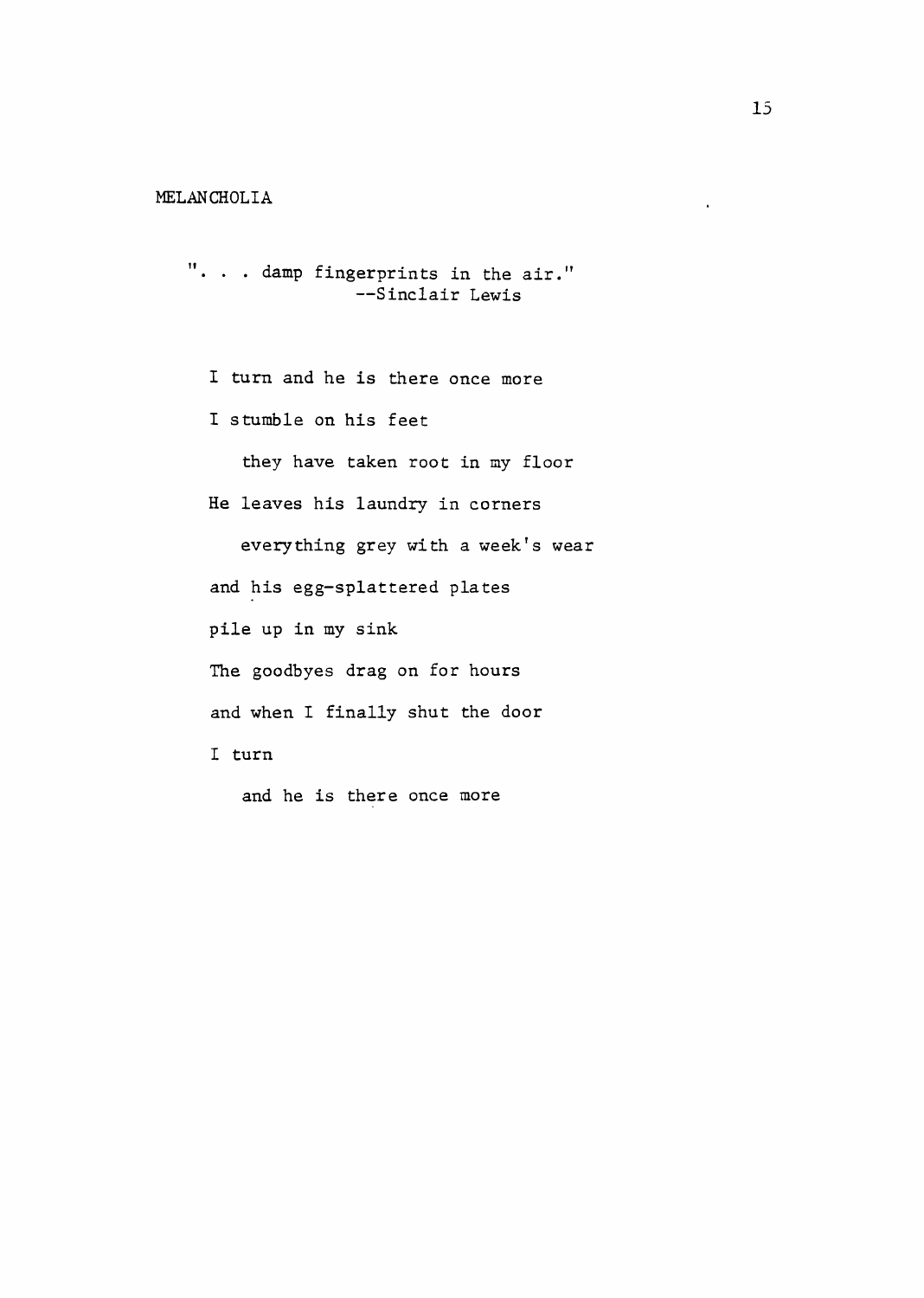## MELANCHOLIA

> ". . . damp fingerprints in the air."
> --Sinclair Lewis

I turn and he is there once more

I stumble on his feet

&nbsp;&nbsp;&nbsp;&nbsp;they have taken root in my floor

He leaves his laundry in corners

&nbsp;&nbsp;&nbsp;&nbsp;everything grey with a week's wear

and his egg-splattered plates

pile up in my sink

The goodbyes drag on for hours

and when I finally shut the door

I turn

&nbsp;&nbsp;&nbsp;&nbsp;and he is there once more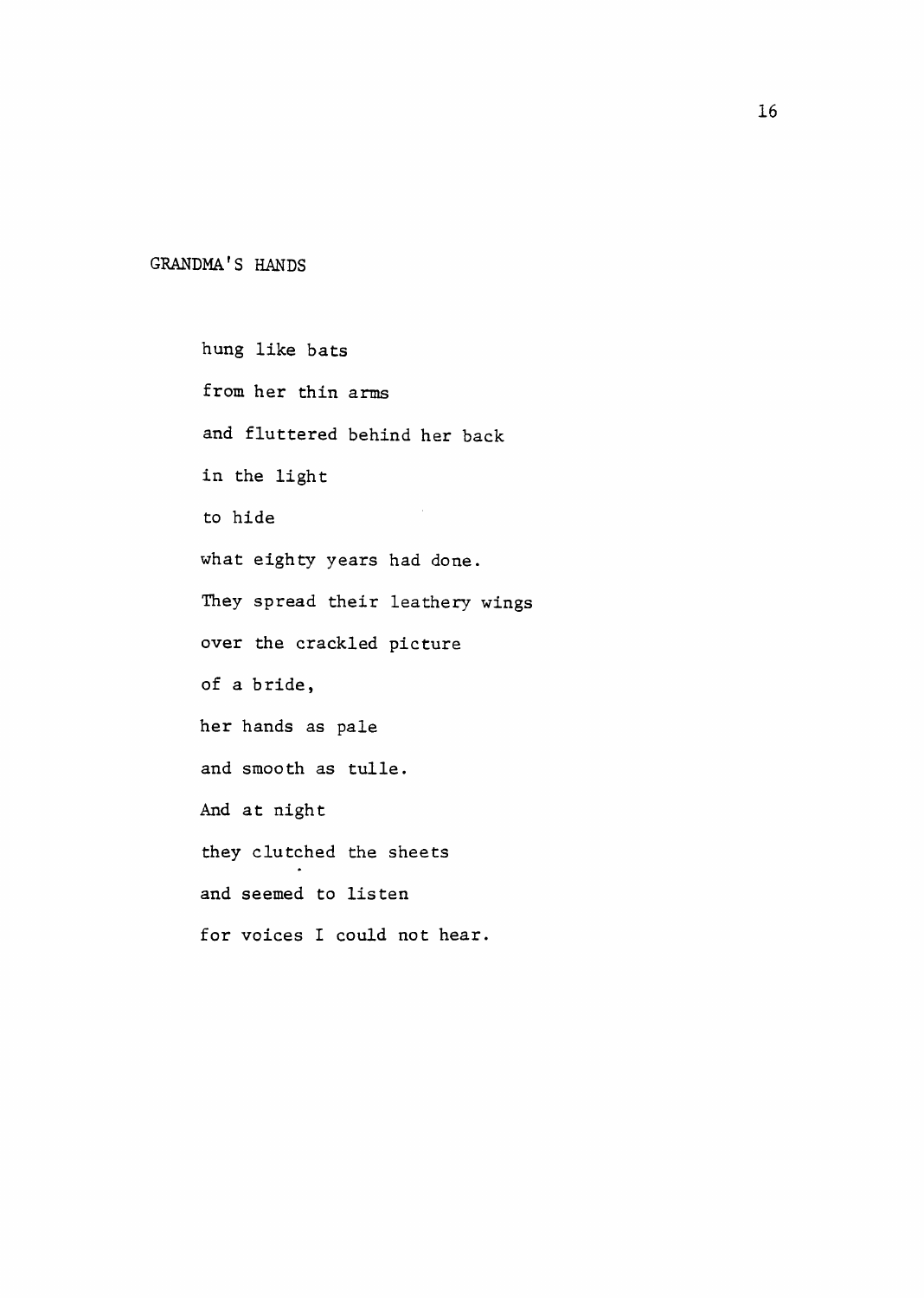## GRANDMA'S HANDS

hung like bats  
from her thin arms  
and fluttered behind her back  
in the light  
to hide  
what eighty years had done.  
They spread their leathery wings  
over the crackled picture  
of a bride,  
her hands as pale  
and smooth as tulle.  
And at night  
they clutched the sheets  
and seemed to listen  
for voices I could not hear.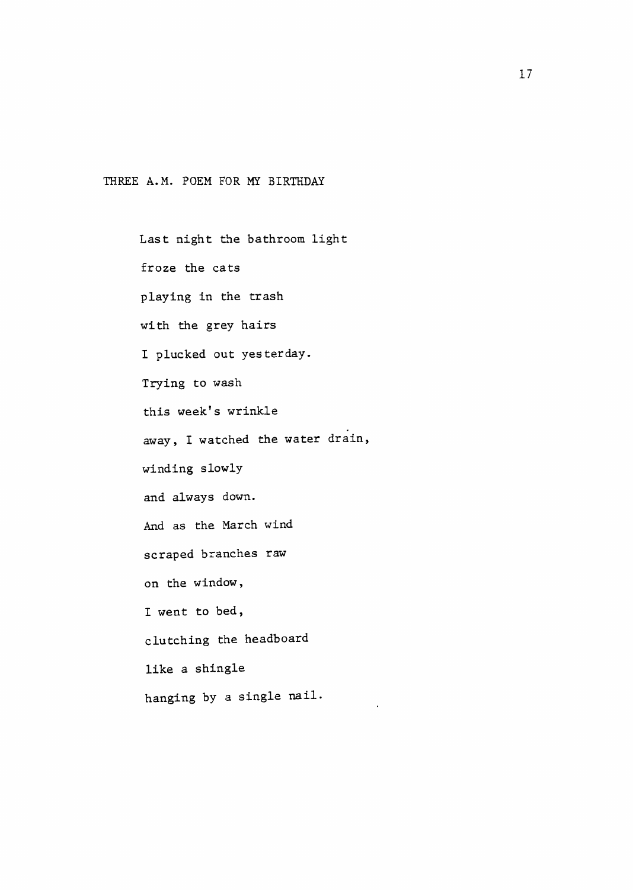## THREE A.M. POEM FOR MY BIRTHDAY

Last night the bathroom light
froze the cats
playing in the trash
with the grey hairs
I plucked out yesterday.
Trying to wash
this week's wrinkle
away, I watched the water drain,
winding slowly
and always down.
And as the March wind
scraped branches raw
on the window,
I went to bed,
clutching the headboard
like a shingle
hanging by a single nail.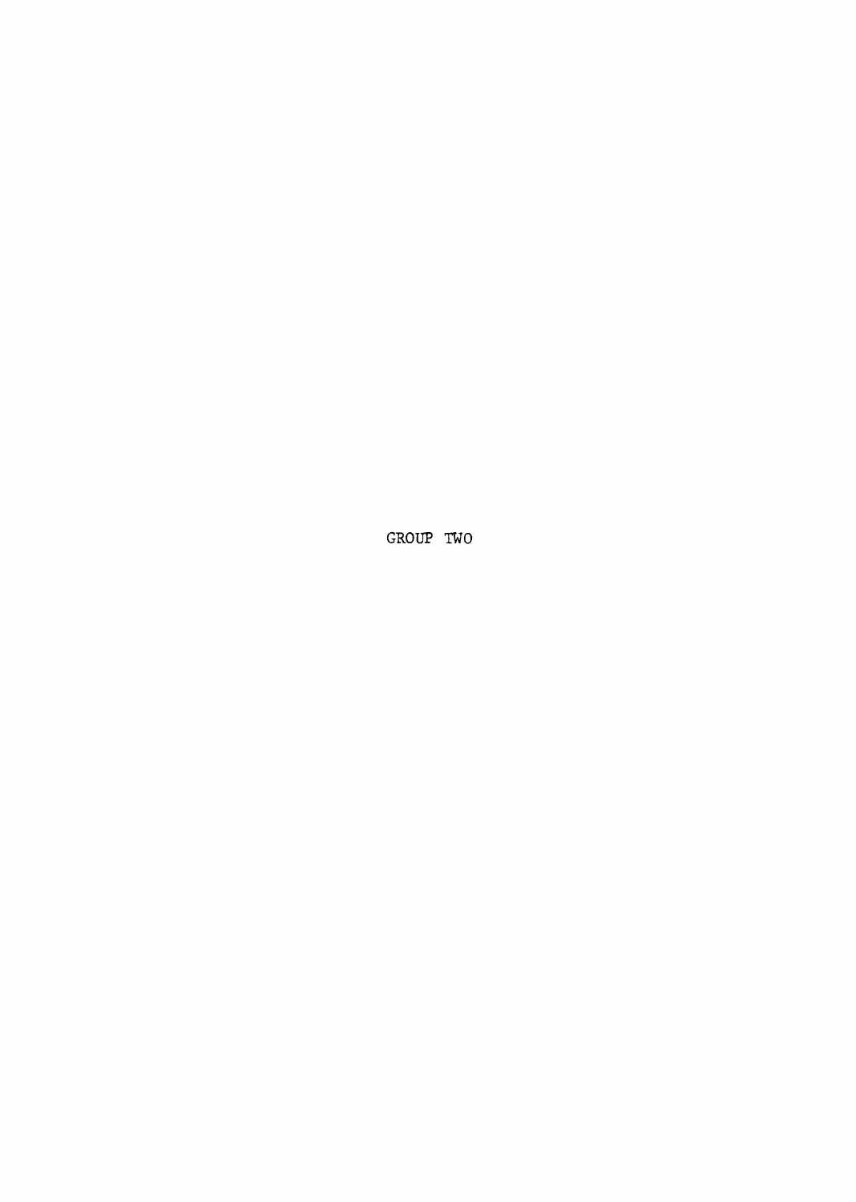# GROUP TWO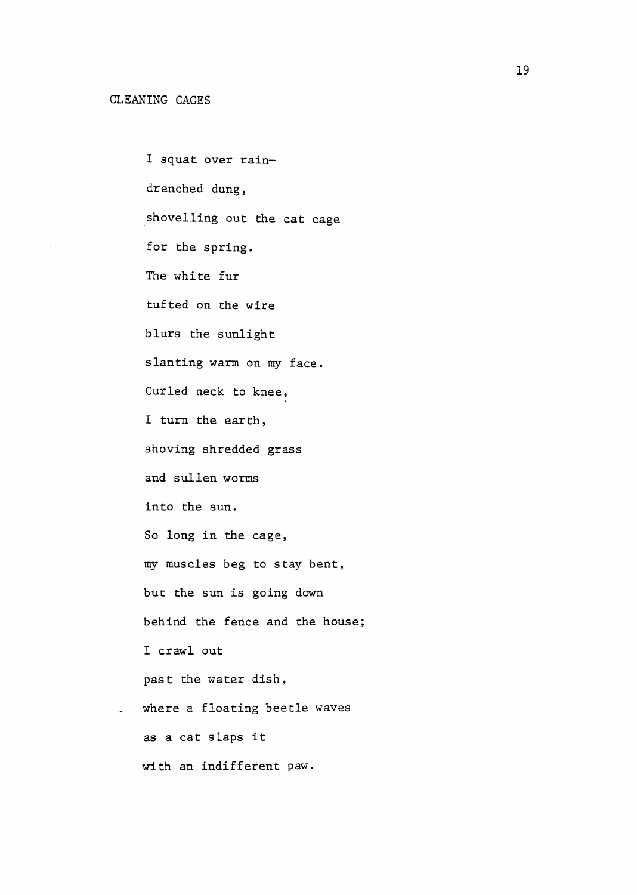## CLEANING CAGES

I squat over rain-  
drenched dung,  
shovelling out the cat cage  
for the spring.  
The white fur  
tufted on the wire  
blurs the sunlight  
slanting warm on my face.  
Curled neck to knee,  
I turn the earth,  
shoving shredded grass  
and sullen worms  
into the sun.  
So long in the cage,  
my muscles beg to stay bent,  
but the sun is going down  
behind the fence and the house;  
I crawl out  
past the water dish,  
where a floating beetle waves  
as a cat slaps it  
with an indifferent paw.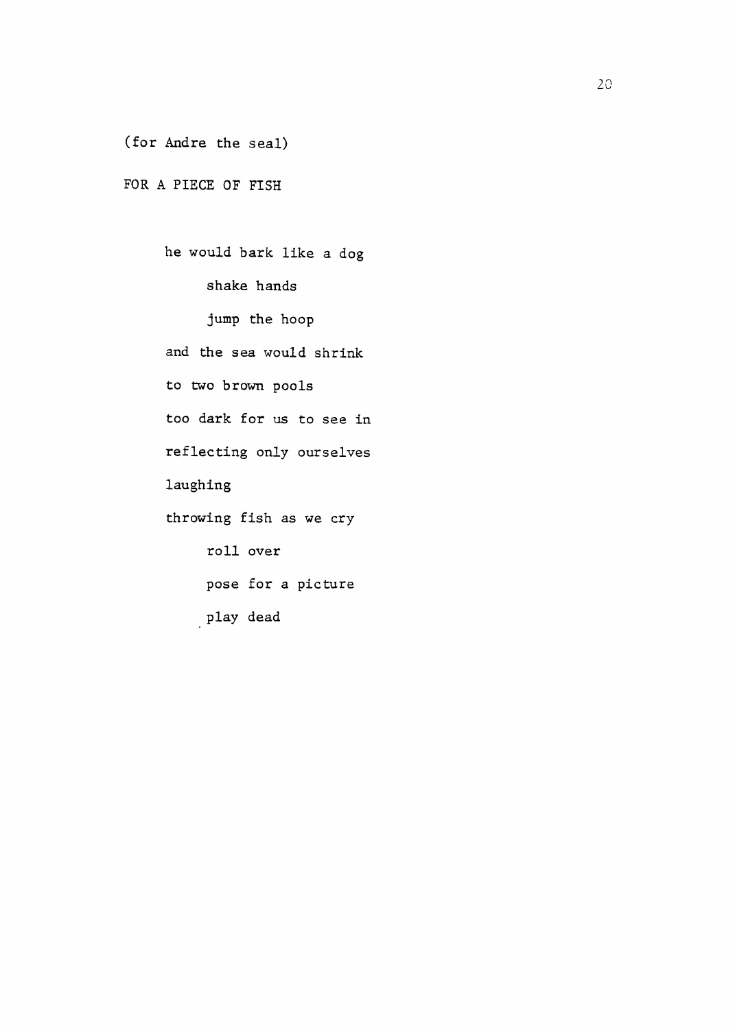(for Andre the seal)

FOR A PIECE OF FISH

he would bark like a dog
&nbsp;&nbsp;&nbsp;&nbsp;shake hands
&nbsp;&nbsp;&nbsp;&nbsp;jump the hoop
and the sea would shrink
to two brown pools
too dark for us to see in
reflecting only ourselves
laughing
throwing fish as we cry
&nbsp;&nbsp;&nbsp;&nbsp;roll over
&nbsp;&nbsp;&nbsp;&nbsp;pose for a picture
&nbsp;&nbsp;&nbsp;&nbsp;play dead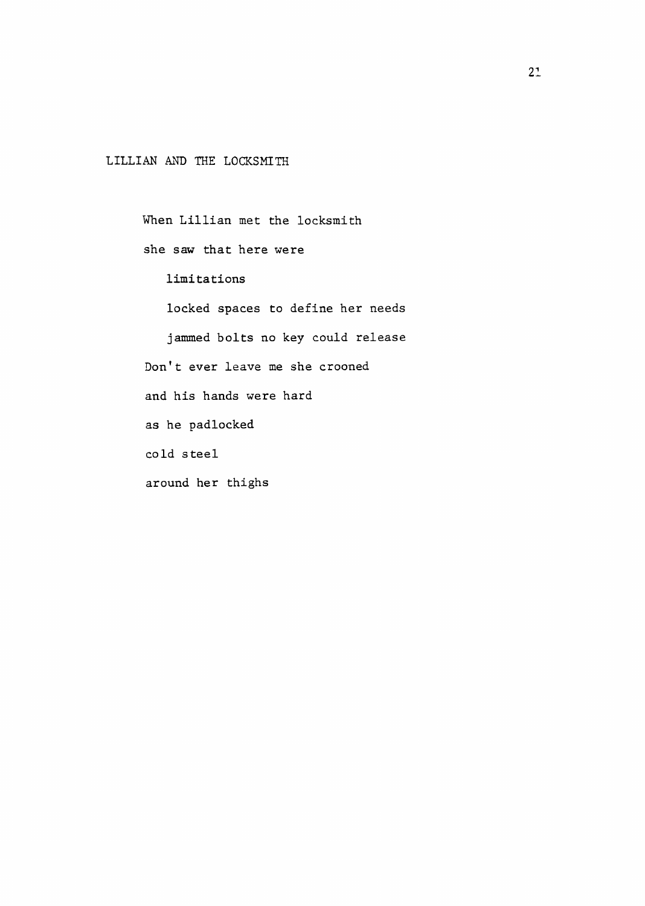## LILLIAN AND THE LOCKSMITH

When Lillian met the locksmith  
she saw that here were  
&nbsp;&nbsp;&nbsp;limitations  
&nbsp;&nbsp;&nbsp;locked spaces to define her needs  
&nbsp;&nbsp;&nbsp;jammed bolts no key could release  
Don't ever leave me she crooned  
and his hands were hard  
as he padlocked  
cold steel  
around her thighs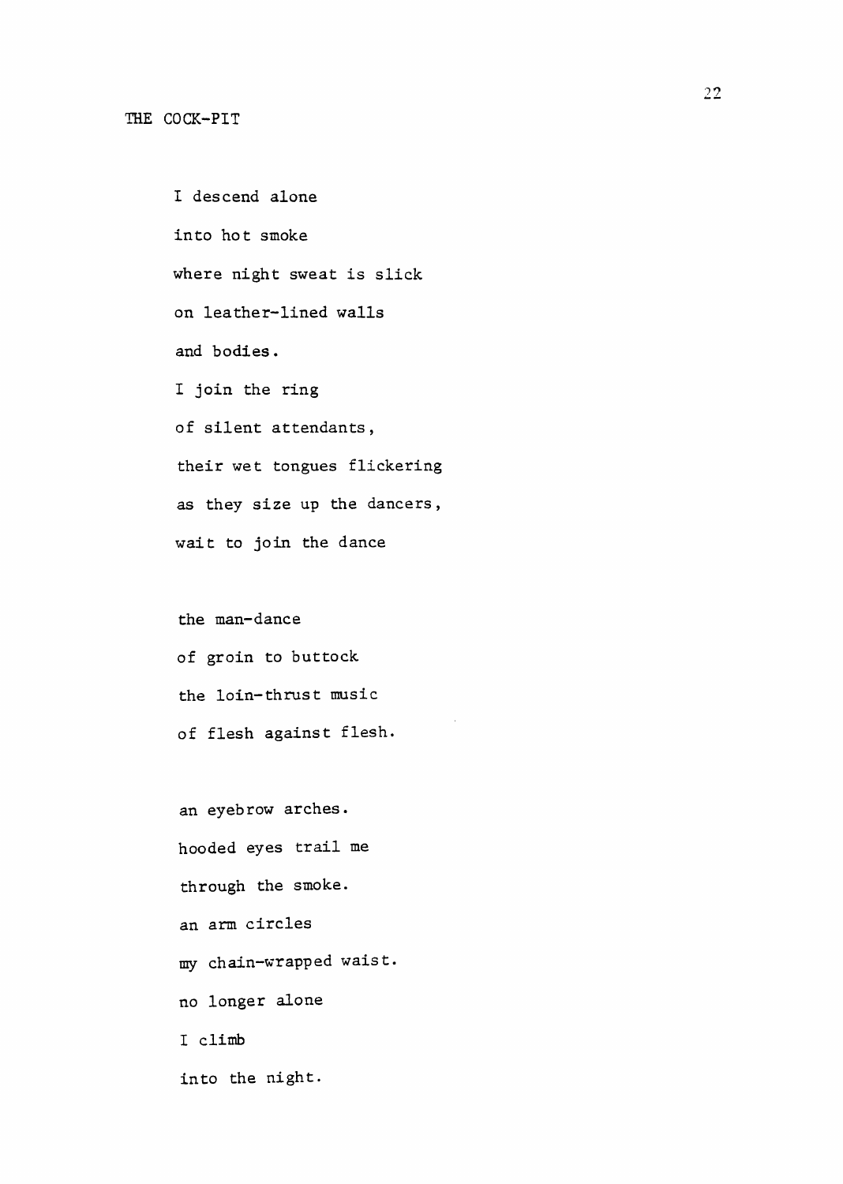THE COCK-PIT

I descend alone
into hot smoke
where night sweat is slick
on leather-lined walls
and bodies.
I join the ring
of silent attendants,
their wet tongues flickering
as they size up the dancers,
wait to join the dance

the man-dance
of groin to buttock
the loin-thrust music
of flesh against flesh.

an eyebrow arches.
hooded eyes trail me
through the smoke.
an arm circles
my chain-wrapped waist.
no longer alone
I climb
into the night.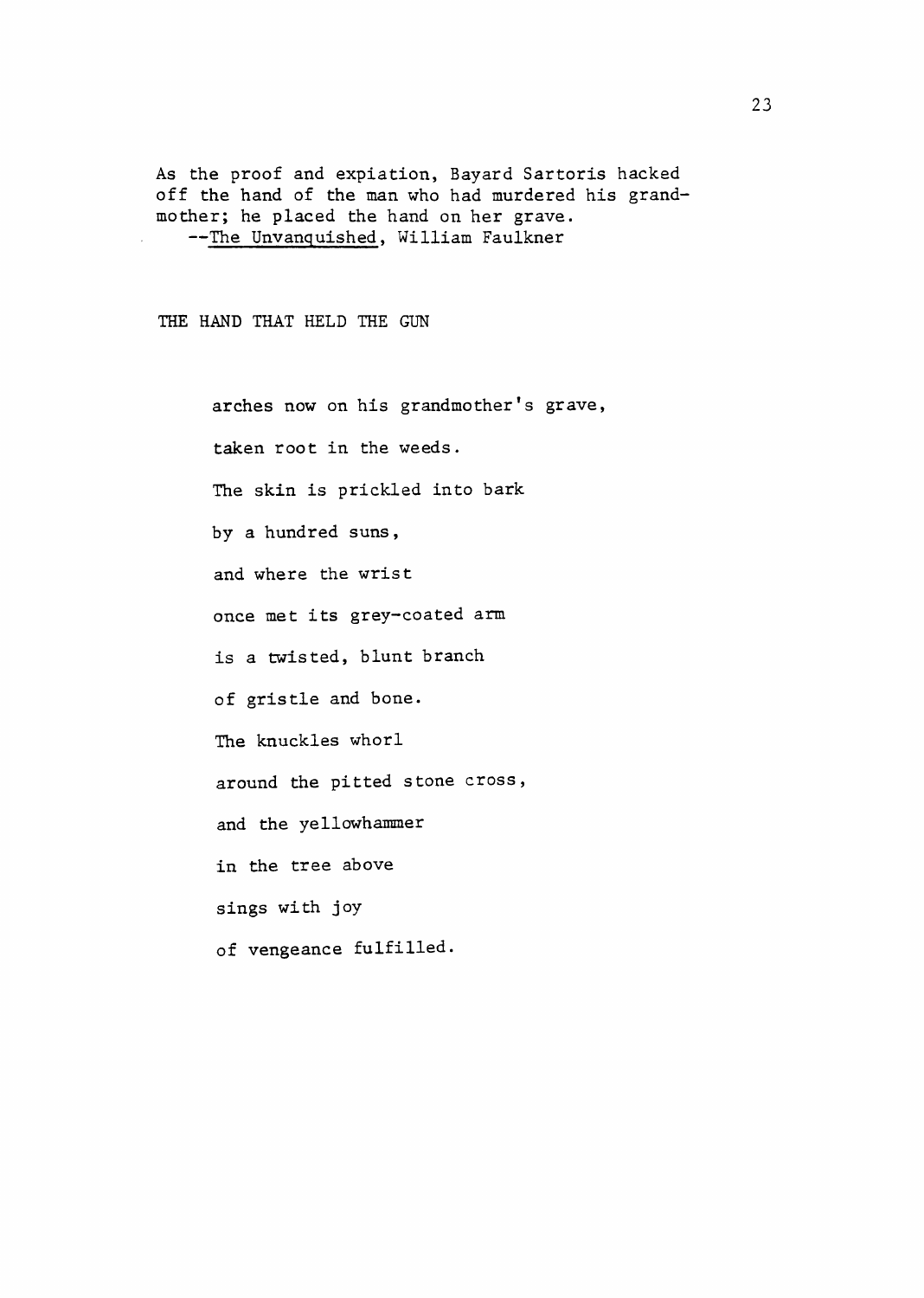As the proof and expiation, Bayard Sartoris hacked off the hand of the man who had murdered his grandmother; he placed the hand on her grave.
--<u>The Unvanquished</u>, William Faulkner

## THE HAND THAT HELD THE GUN

arches now on his grandmother's grave,

taken root in the weeds.

The skin is prickled into bark

by a hundred suns,

and where the wrist

once met its grey-coated arm

is a twisted, blunt branch

of gristle and bone.

The knuckles whorl

around the pitted stone cross,

and the yellowhammer

in the tree above

sings with joy

of vengeance fulfilled.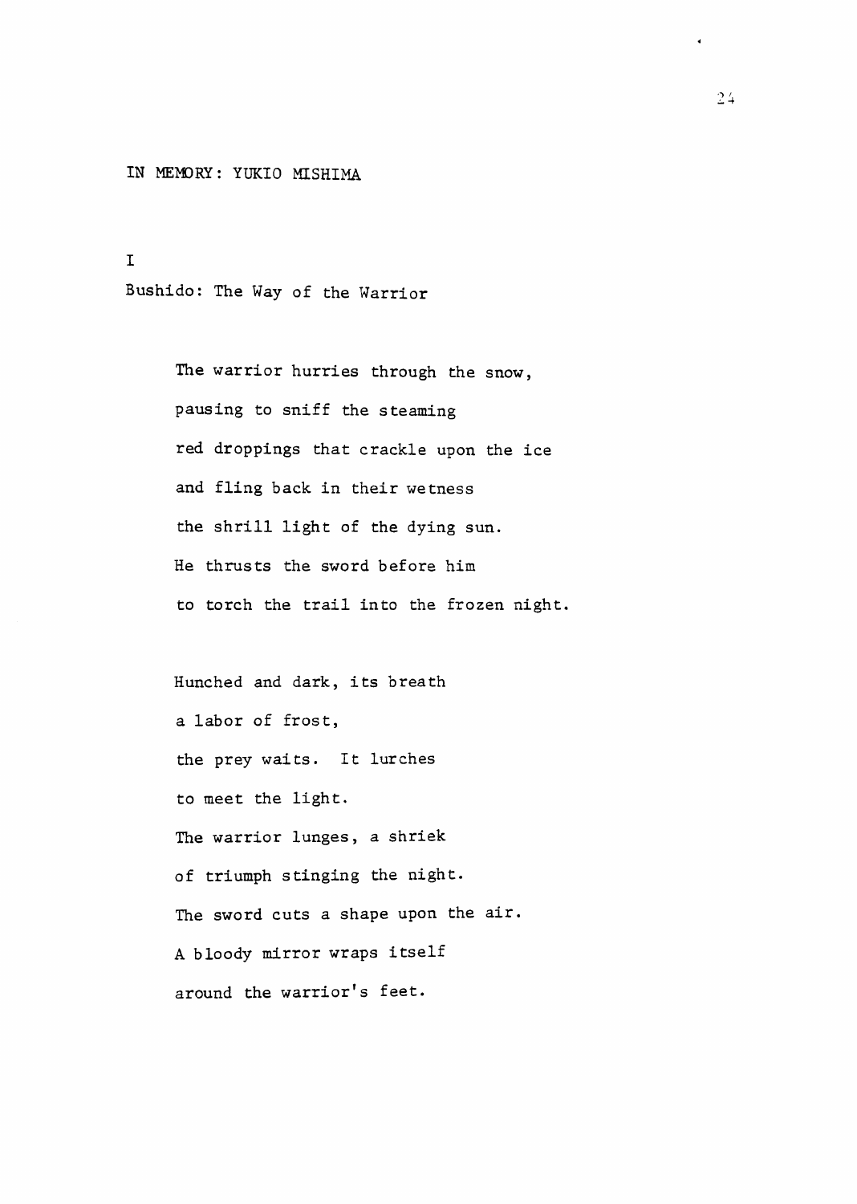# IN MEMORY: YUKIO MISHIMA

## I

### Bushido: The Way of the Warrior

The warrior hurries through the snow,  
pausing to sniff the steaming  
red droppings that crackle upon the ice  
and fling back in their wetness  
the shrill light of the dying sun.  
He thrusts the sword before him  
to torch the trail into the frozen night.

Hunched and dark, its breath  
a labor of frost,  
the prey waits. It lurches  
to meet the light.  
The warrior lunges, a shriek  
of triumph stinging the night.  
The sword cuts a shape upon the air.  
A bloody mirror wraps itself  
around the warrior's feet.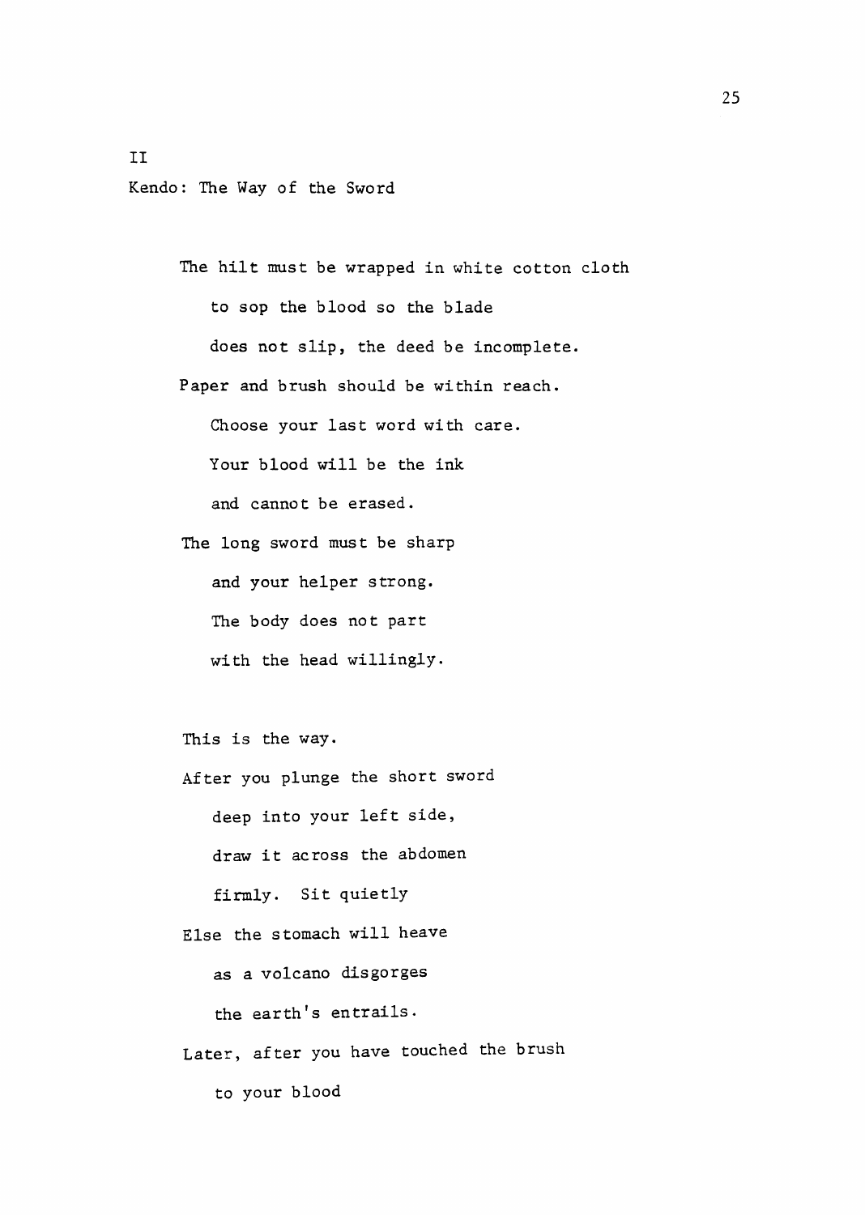II

Kendo: The Way of the Sword

The hilt must be wrapped in white cotton cloth  
&nbsp;&nbsp;&nbsp;&nbsp;to sop the blood so the blade  
&nbsp;&nbsp;&nbsp;&nbsp;does not slip, the deed be incomplete.  
Paper and brush should be within reach.  
&nbsp;&nbsp;&nbsp;&nbsp;Choose your last word with care.  
&nbsp;&nbsp;&nbsp;&nbsp;Your blood will be the ink  
&nbsp;&nbsp;&nbsp;&nbsp;and cannot be erased.  
The long sword must be sharp  
&nbsp;&nbsp;&nbsp;&nbsp;and your helper strong.  
&nbsp;&nbsp;&nbsp;&nbsp;The body does not part  
&nbsp;&nbsp;&nbsp;&nbsp;with the head willingly.

This is the way.  
After you plunge the short sword  
&nbsp;&nbsp;&nbsp;&nbsp;deep into your left side,  
&nbsp;&nbsp;&nbsp;&nbsp;draw it across the abdomen  
&nbsp;&nbsp;&nbsp;&nbsp;firmly. Sit quietly  
Else the stomach will heave  
&nbsp;&nbsp;&nbsp;&nbsp;as a volcano disgorges  
&nbsp;&nbsp;&nbsp;&nbsp;the earth's entrails.  
Later, after you have touched the brush  
&nbsp;&nbsp;&nbsp;&nbsp;to your blood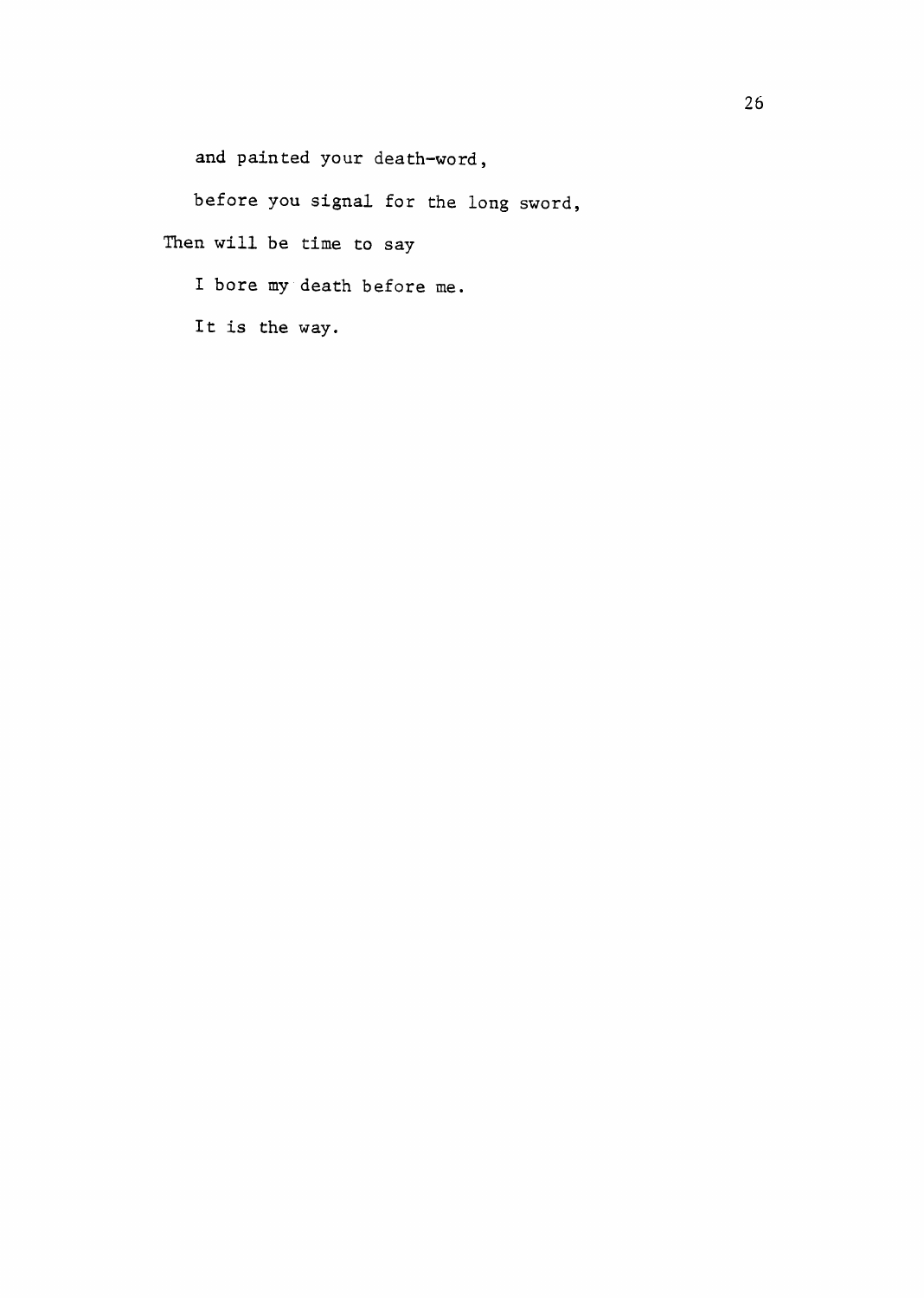and painted your death-word,

before you signal for the long sword,

Then will be time to say

I bore my death before me.

It is the way.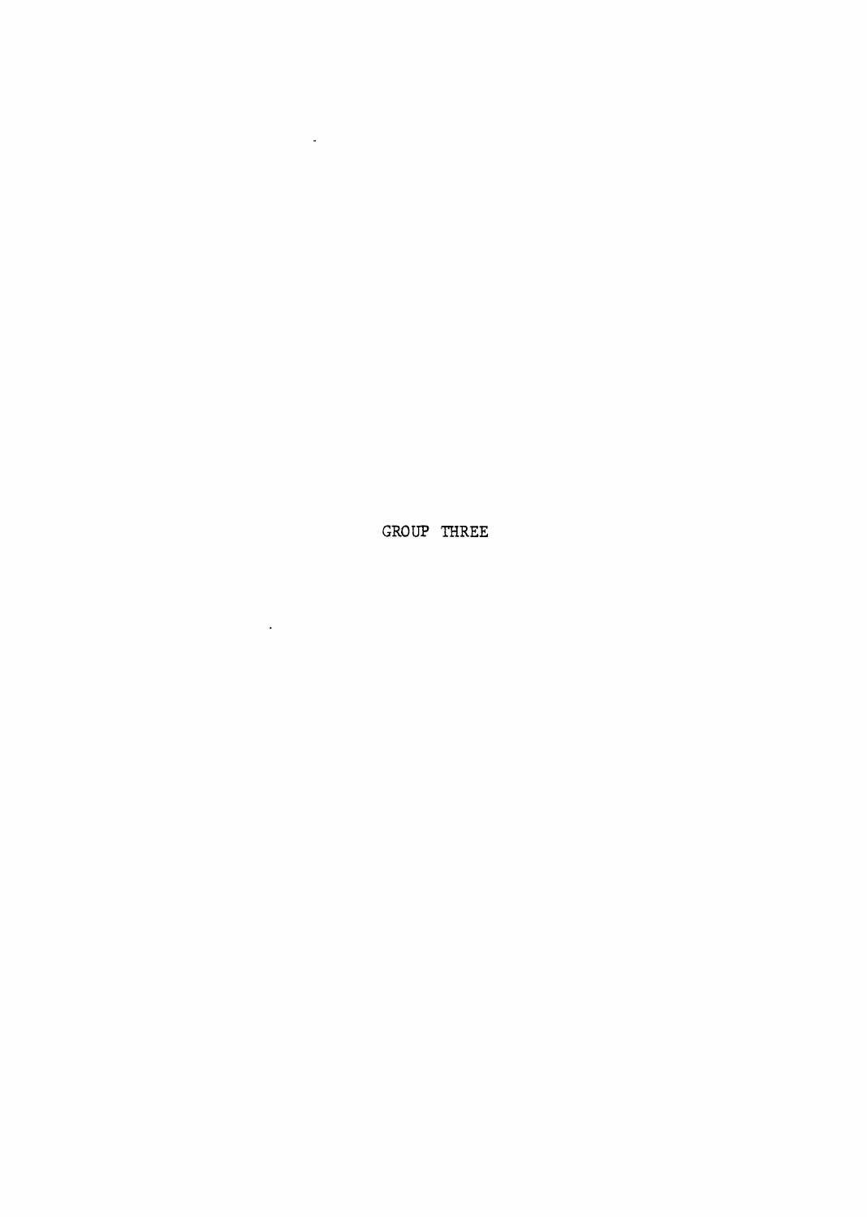# GROUP THREE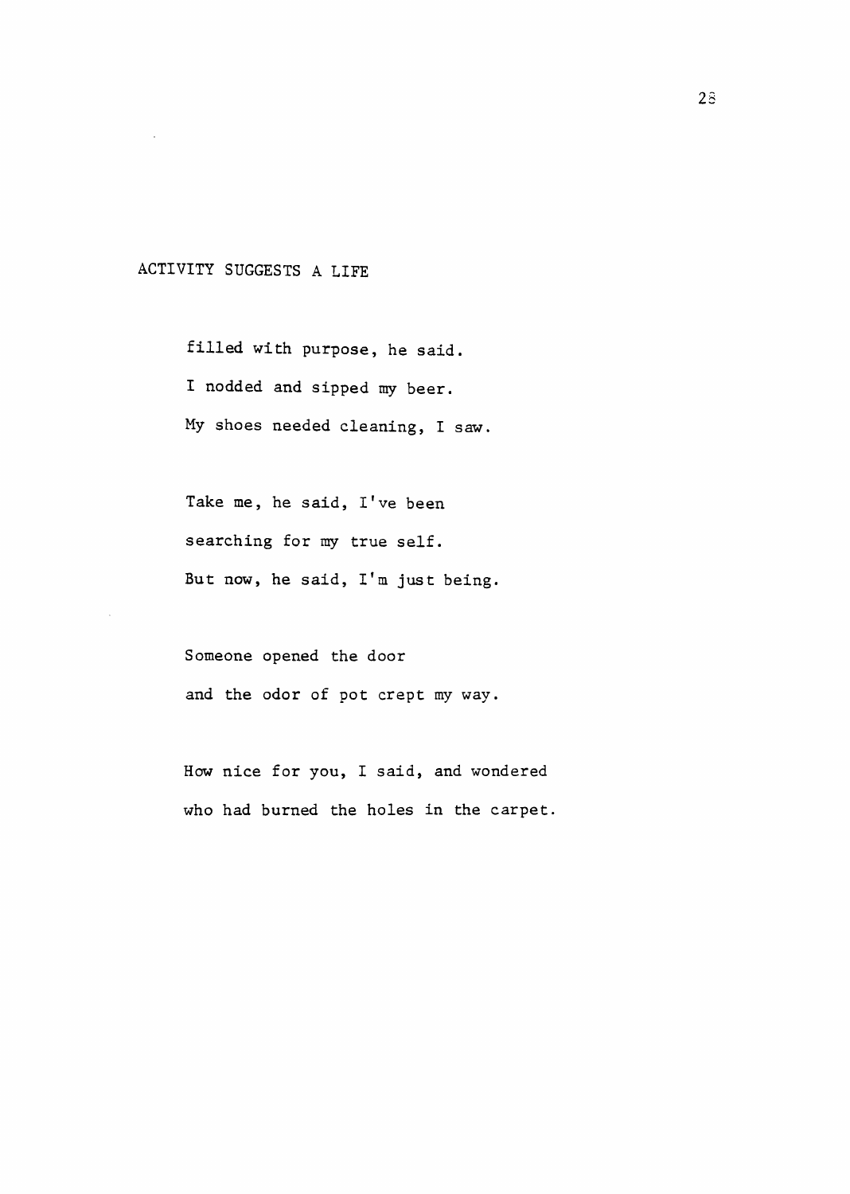## ACTIVITY SUGGESTS A LIFE

filled with purpose, he said.
I nodded and sipped my beer.
My shoes needed cleaning, I saw.

Take me, he said, I've been
searching for my true self.
But now, he said, I'm just being.

Someone opened the door
and the odor of pot crept my way.

How nice for you, I said, and wondered
who had burned the holes in the carpet.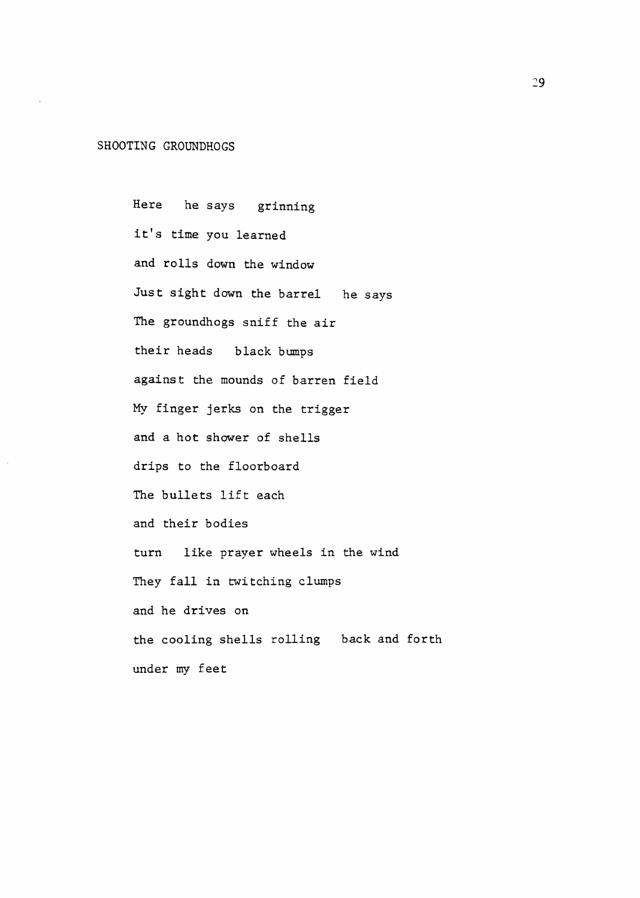## SHOOTING GROUNDHOGS

Here  he says  grinning  
it's time you learned  
and rolls down the window  
Just sight down the barrel  he says  
The groundhogs sniff the air  
their heads  black bumps  
against the mounds of barren field  
My finger jerks on the trigger  
and a hot shower of shells  
drips to the floorboard  
The bullets lift each  
and their bodies  
turn  like prayer wheels in the wind  
They fall in twitching clumps  
and he drives on  
the cooling shells rolling  back and forth  
under my feet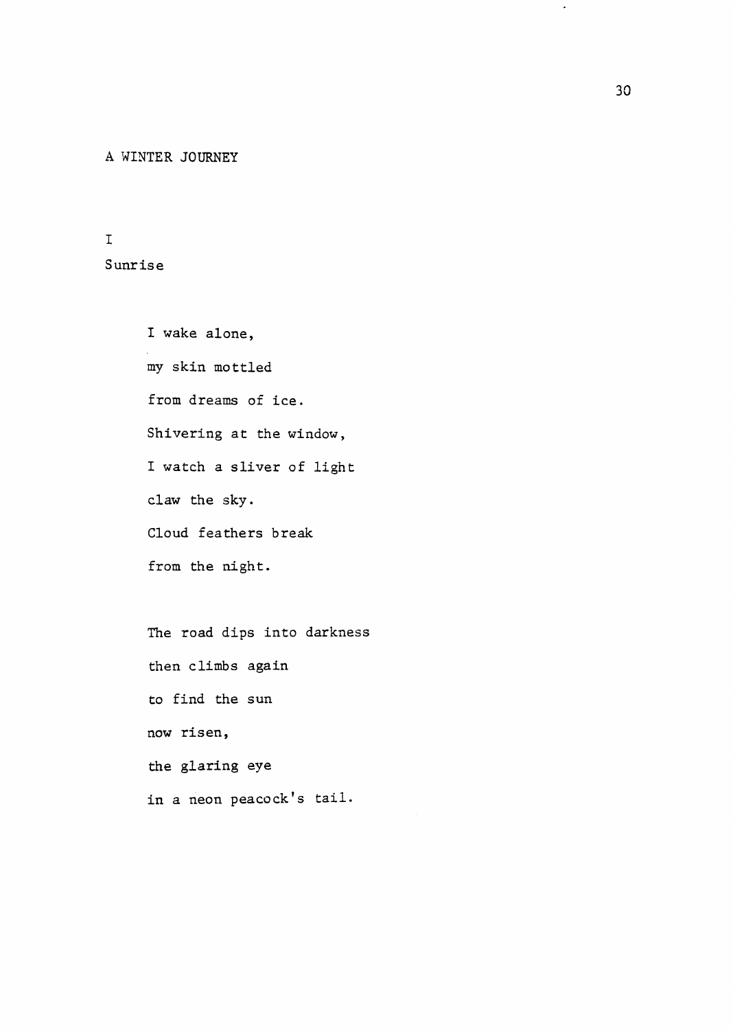## A WINTER JOURNEY

### I

### Sunrise

I wake alone,  
my skin mottled  
from dreams of ice.  
Shivering at the window,  
I watch a sliver of light  
claw the sky.  
Cloud feathers break  
from the night.

The road dips into darkness  
then climbs again  
to find the sun  
now risen,  
the glaring eye  
in a neon peacock's tail.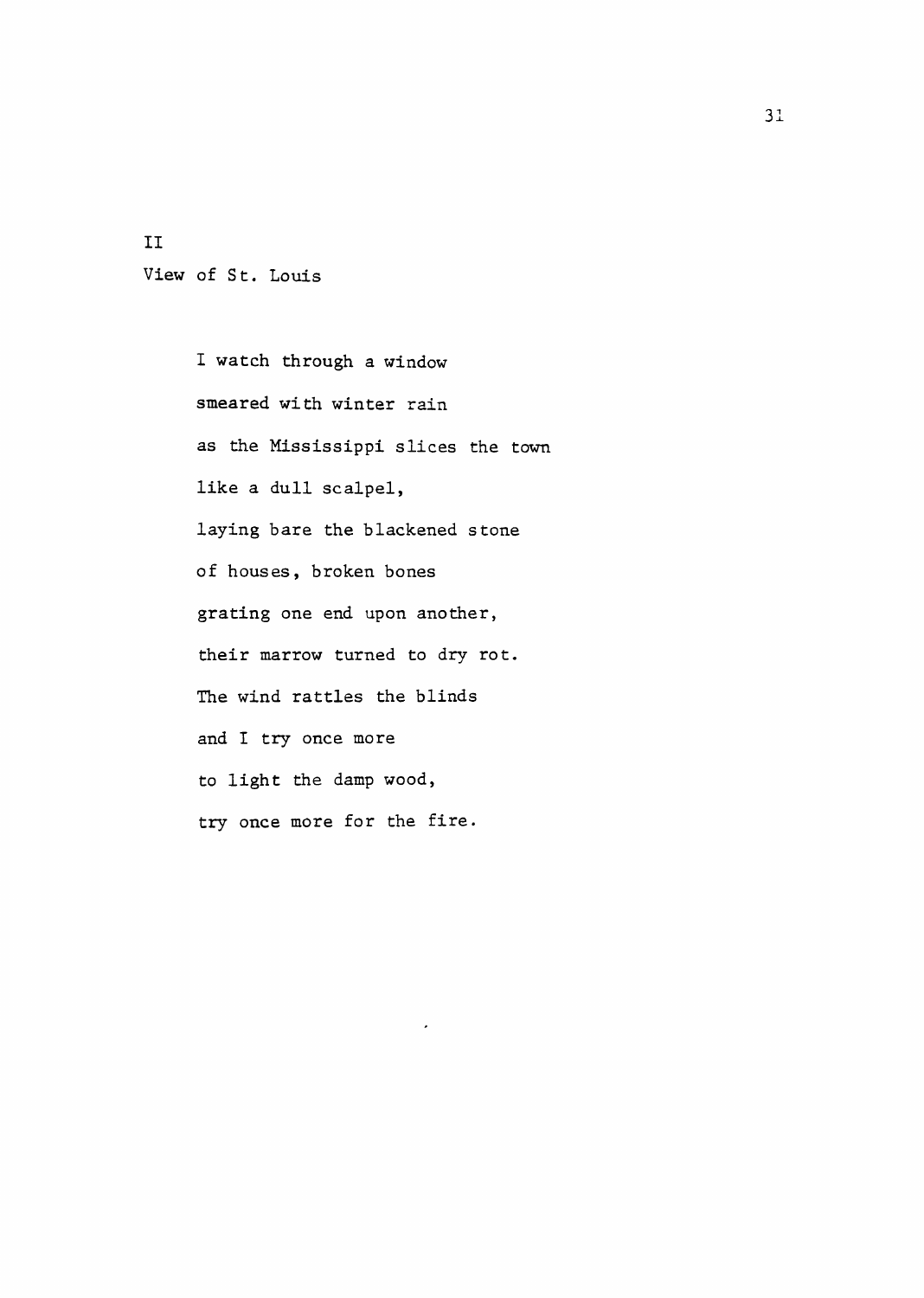## II

## View of St. Louis

I watch through a window  
smeared with winter rain  
as the Mississippi slices the town  
like a dull scalpel,  
laying bare the blackened stone  
of houses, broken bones  
grating one end upon another,  
their marrow turned to dry rot.  
The wind rattles the blinds  
and I try once more  
to light the damp wood,  
try once more for the fire.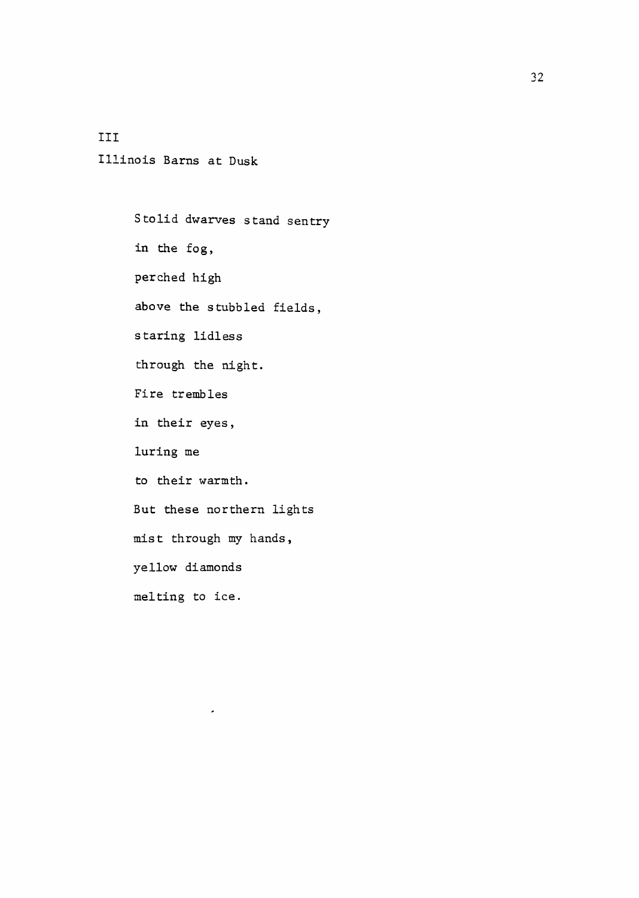III

## Illinois Barns at Dusk

Stolid dwarves stand sentry  
in the fog,  
perched high  
above the stubbled fields,  
staring lidless  
through the night.  
Fire trembles  
in their eyes,  
luring me  
to their warmth.  
But these northern lights  
mist through my hands,  
yellow diamonds  
melting to ice.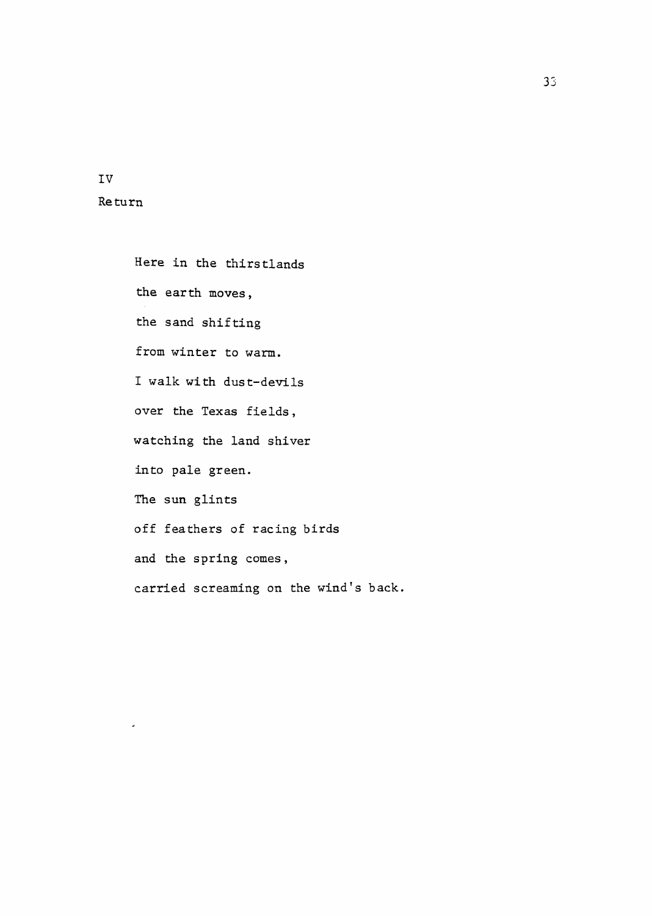IV

Return

Here in the thirstlands
the earth moves,
the sand shifting
from winter to warm.
I walk with dust-devils
over the Texas fields,
watching the land shiver
into pale green.
The sun glints
off feathers of racing birds
and the spring comes,
carried screaming on the wind's back.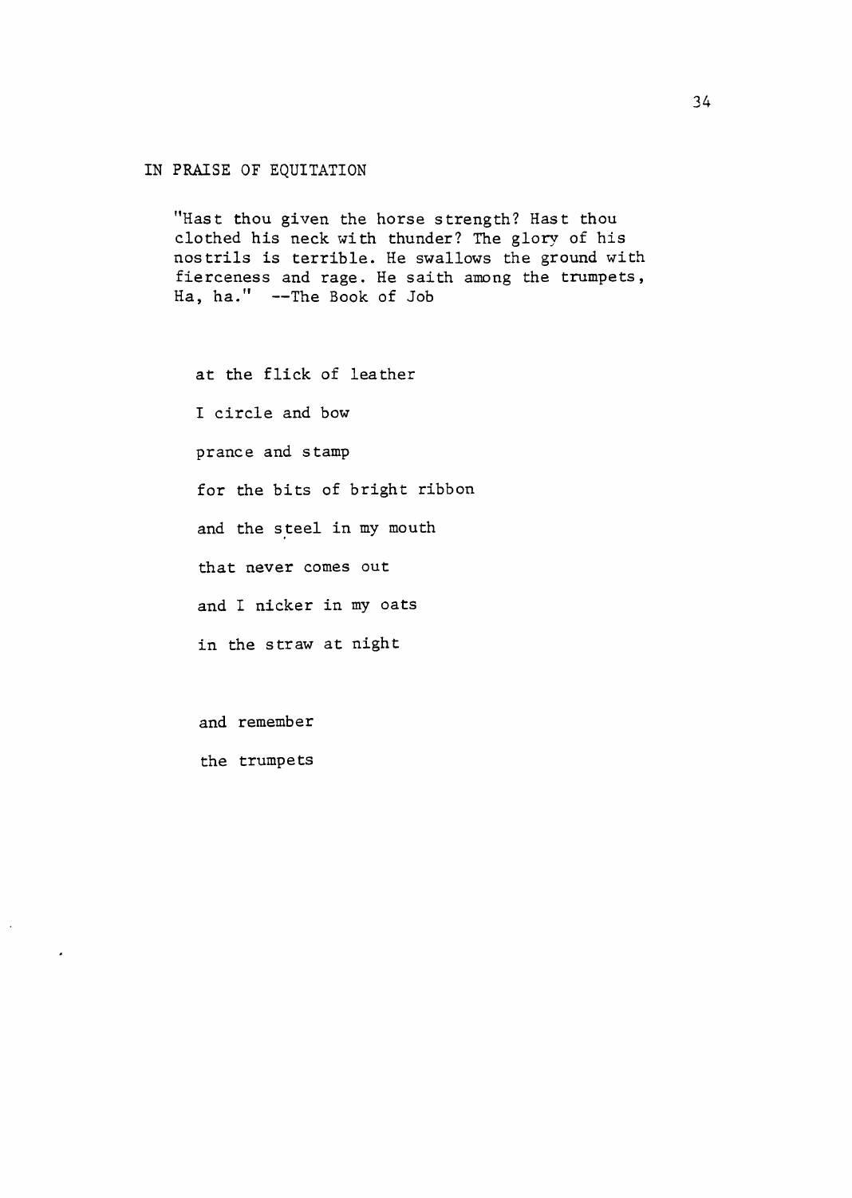## IN PRAISE OF EQUITATION

> "Hast thou given the horse strength? Hast thou clothed his neck with thunder? The glory of his nostrils is terrible. He swallows the ground with fierceness and rage. He saith among the trumpets, Ha, ha." --The Book of Job

at the flick of leather

I circle and bow

prance and stamp

for the bits of bright ribbon

and the steel in my mouth

that never comes out

and I nicker in my oats

in the straw at night

and remember

the trumpets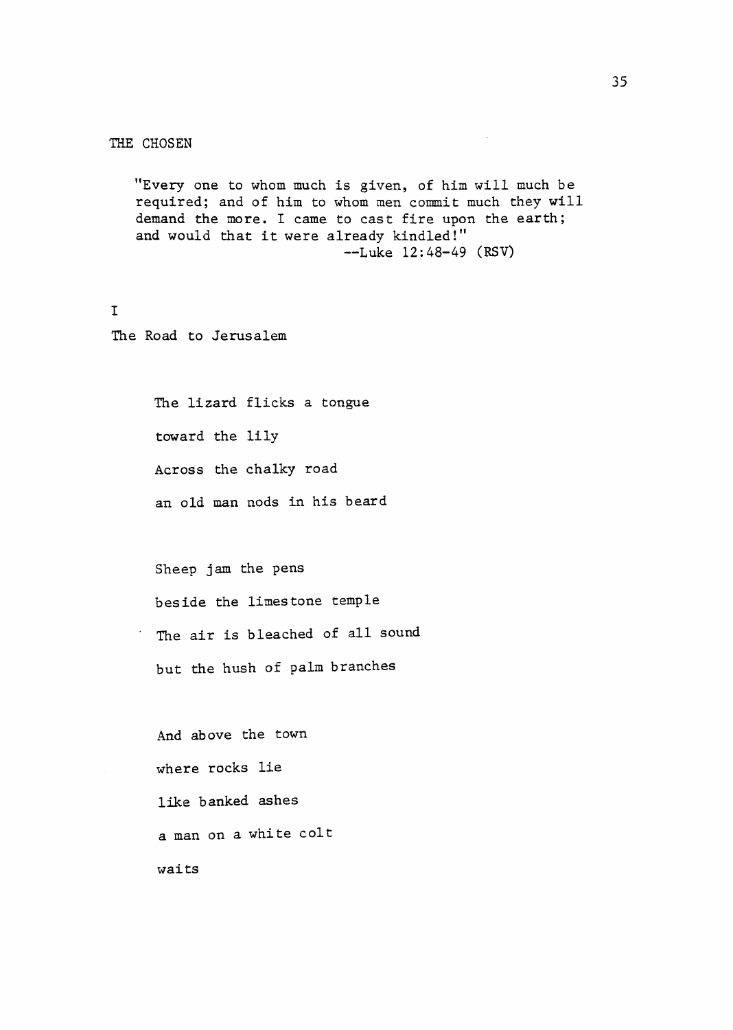## THE CHOSEN

> "Every one to whom much is given, of him will much be required; and of him to whom men commit much they will demand the more. I came to cast fire upon the earth; and would that it were already kindled!"
>
> --Luke 12:48-49 (RSV)

### I

### The Road to Jerusalem

The lizard flicks a tongue  
toward the lily  
Across the chalky road  
an old man nods in his beard

Sheep jam the pens  
beside the limestone temple  
The air is bleached of all sound  
but the hush of palm branches

And above the town  
where rocks lie  
like banked ashes  
a man on a white colt  
waits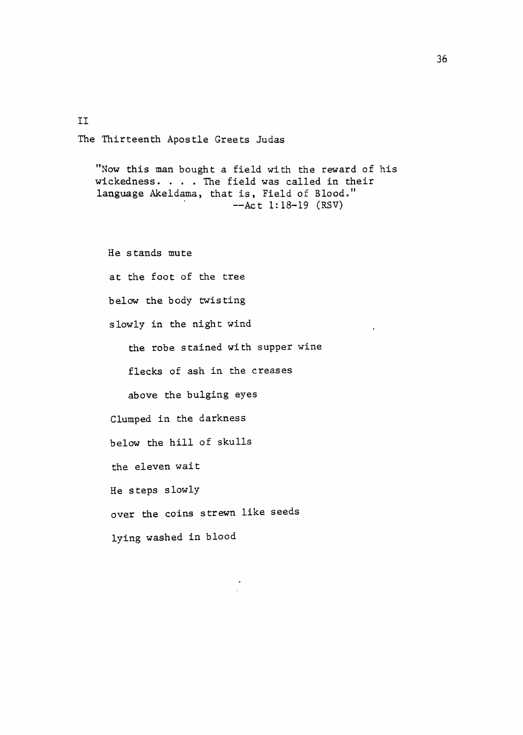II

## The Thirteenth Apostle Greets Judas

> "Now this man bought a field with the reward of his wickedness. . . . The field was called in their language Akeldama, that is, Field of Blood."
> --Act 1:18-19 (RSV)

He stands mute

at the foot of the tree

below the body twisting

slowly in the night wind

the robe stained with supper wine

flecks of ash in the creases

above the bulging eyes

Clumped in the darkness

below the hill of skulls

the eleven wait

He steps slowly

over the coins strewn like seeds

lying washed in blood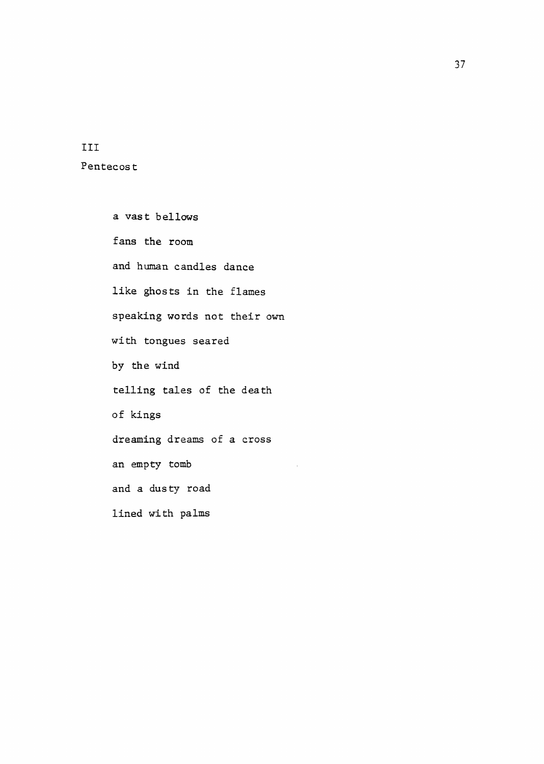III

Pentecost

a vast bellows

fans the room

and human candles dance

like ghosts in the flames

speaking words not their own

with tongues seared

by the wind

telling tales of the death

of kings

dreaming dreams of a cross

an empty tomb

and a dusty road

lined with palms